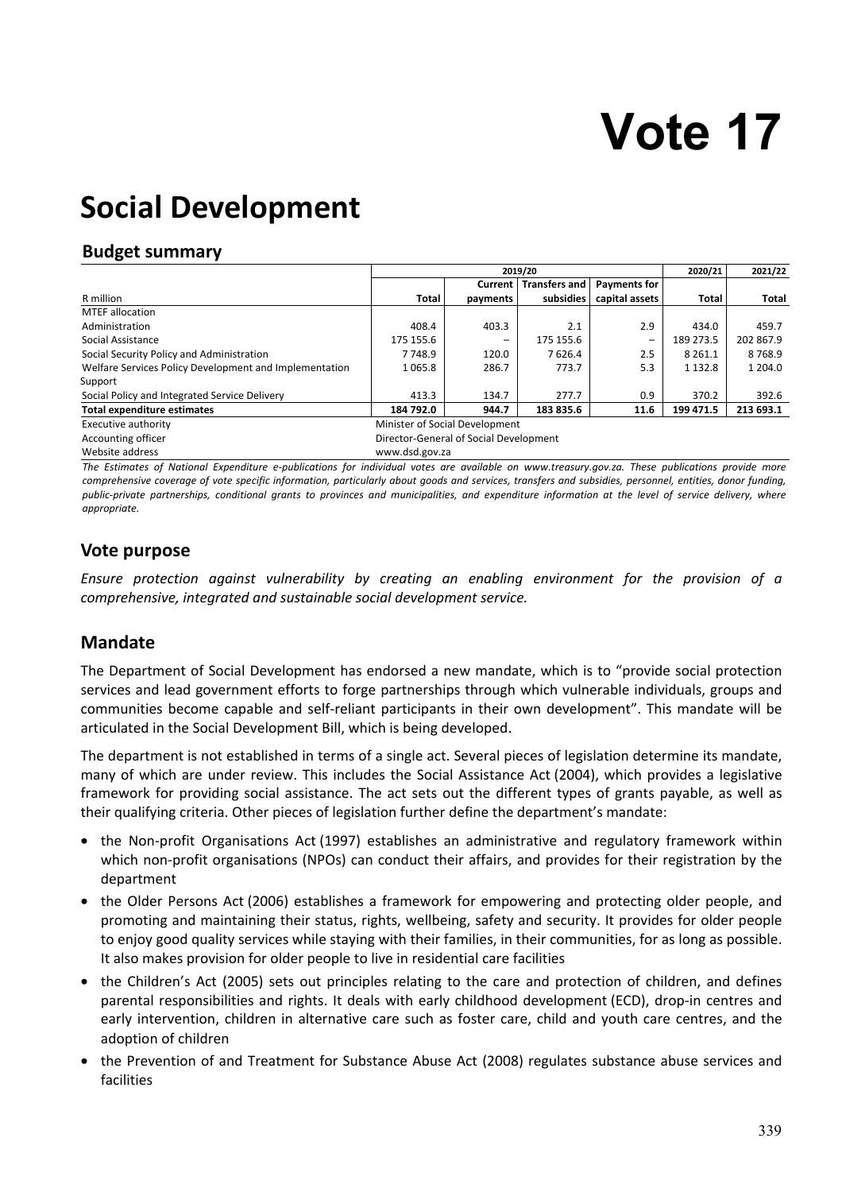# Vote 17

# Social Development

## Budget summary

| | 2019/20 | | | | 2020/21 | 2021/22 |
|---|---|---|---|---|---|---|
| R million | Total | Current payments | Transfers and subsidies | Payments for capital assets | Total | Total |
| MTEF allocation | | | | | | |
| Administration | 408.4 | 403.3 | 2.1 | 2.9 | 434.0 | 459.7 |
| Social Assistance | 175 155.6 | – | 175 155.6 | – | 189 273.5 | 202 867.9 |
| Social Security Policy and Administration | 7 748.9 | 120.0 | 7 626.4 | 2.5 | 8 261.1 | 8 768.9 |
| Welfare Services Policy Development and Implementation Support | 1 065.8 | 286.7 | 773.7 | 5.3 | 1 132.8 | 1 204.0 |
| Social Policy and Integrated Service Delivery | 413.3 | 134.7 | 277.7 | 0.9 | 370.2 | 392.6 |
| **Total expenditure estimates** | **184 792.0** | **944.7** | **183 835.6** | **11.6** | **199 471.5** | **213 693.1** |
| Executive authority | Minister of Social Development | | | | | |
| Accounting officer | Director-General of Social Development | | | | | |
| Website address | www.dsd.gov.za | | | | | |

*The Estimates of National Expenditure e-publications for individual votes are available on www.treasury.gov.za. These publications provide more comprehensive coverage of vote specific information, particularly about goods and services, transfers and subsidies, personnel, entities, donor funding, public-private partnerships, conditional grants to provinces and municipalities, and expenditure information at the level of service delivery, where appropriate.*

## Vote purpose

*Ensure protection against vulnerability by creating an enabling environment for the provision of a comprehensive, integrated and sustainable social development service.*

## Mandate

The Department of Social Development has endorsed a new mandate, which is to "provide social protection services and lead government efforts to forge partnerships through which vulnerable individuals, groups and communities become capable and self-reliant participants in their own development". This mandate will be articulated in the Social Development Bill, which is being developed.

The department is not established in terms of a single act. Several pieces of legislation determine its mandate, many of which are under review. This includes the Social Assistance Act (2004), which provides a legislative framework for providing social assistance. The act sets out the different types of grants payable, as well as their qualifying criteria. Other pieces of legislation further define the department's mandate:

- the Non-profit Organisations Act (1997) establishes an administrative and regulatory framework within which non-profit organisations (NPOs) can conduct their affairs, and provides for their registration by the department
- the Older Persons Act (2006) establishes a framework for empowering and protecting older people, and promoting and maintaining their status, rights, wellbeing, safety and security. It provides for older people to enjoy good quality services while staying with their families, in their communities, for as long as possible. It also makes provision for older people to live in residential care facilities
- the Children's Act (2005) sets out principles relating to the care and protection of children, and defines parental responsibilities and rights. It deals with early childhood development (ECD), drop-in centres and early intervention, children in alternative care such as foster care, child and youth care centres, and the adoption of children
- the Prevention of and Treatment for Substance Abuse Act (2008) regulates substance abuse services and facilities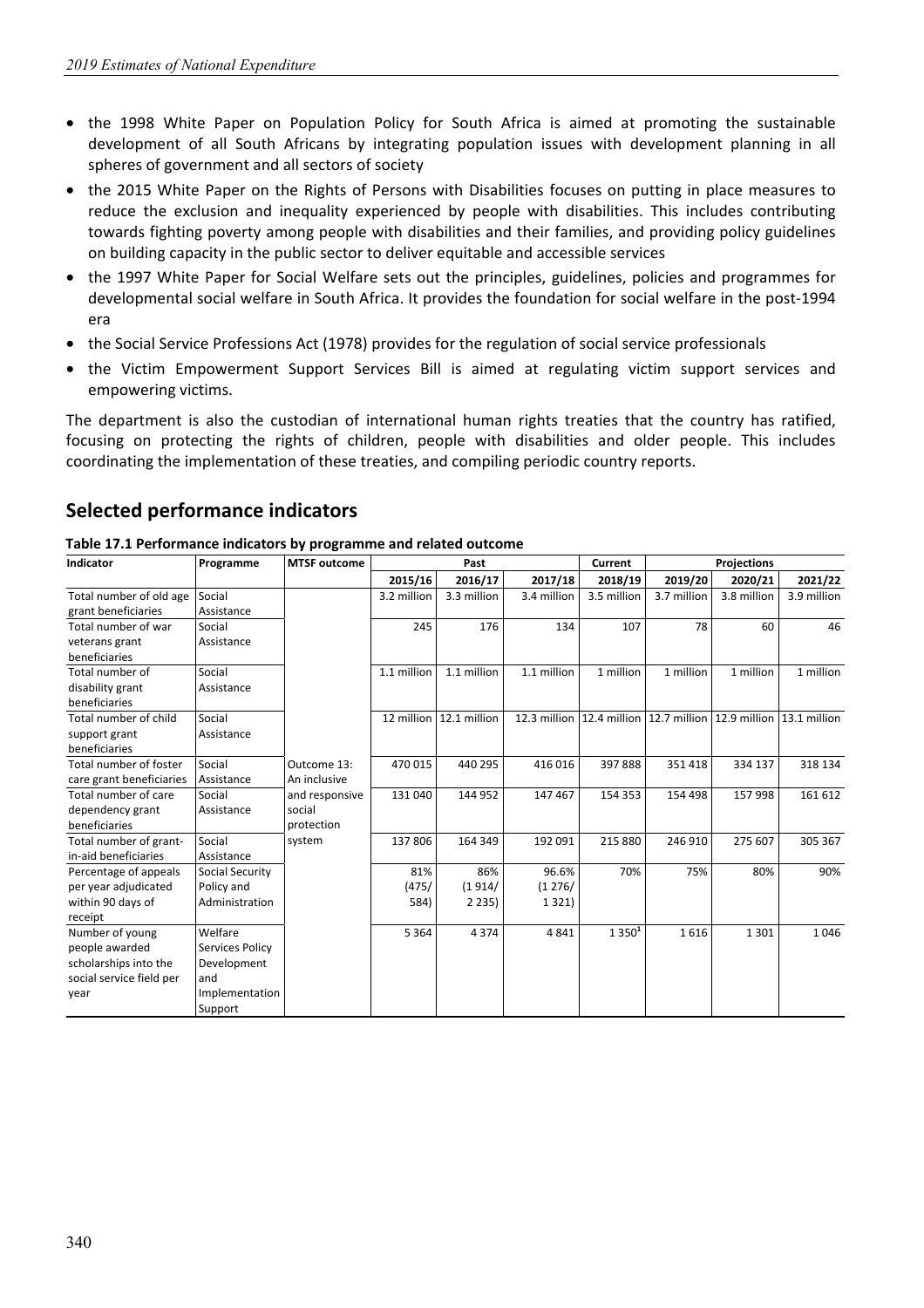- the 1998 White Paper on Population Policy for South Africa is aimed at promoting the sustainable development of all South Africans by integrating population issues with development planning in all spheres of government and all sectors of society
- the 2015 White Paper on the Rights of Persons with Disabilities focuses on putting in place measures to reduce the exclusion and inequality experienced by people with disabilities. This includes contributing towards fighting poverty among people with disabilities and their families, and providing policy guidelines on building capacity in the public sector to deliver equitable and accessible services
- the 1997 White Paper for Social Welfare sets out the principles, guidelines, policies and programmes for developmental social welfare in South Africa. It provides the foundation for social welfare in the post-1994 era
- the Social Service Professions Act (1978) provides for the regulation of social service professionals
- the Victim Empowerment Support Services Bill is aimed at regulating victim support services and empowering victims.

The department is also the custodian of international human rights treaties that the country has ratified, focusing on protecting the rights of children, people with disabilities and older people. This includes coordinating the implementation of these treaties, and compiling periodic country reports.

## Selected performance indicators

**Table 17.1 Performance indicators by programme and related outcome**

| Indicator | Programme | MTSF outcome | Past | | | Current | Projections | | |
|---|---|---|---|---|---|---|---|---|---|
| | | | 2015/16 | 2016/17 | 2017/18 | 2018/19 | 2019/20 | 2020/21 | 2021/22 |
| Total number of old age grant beneficiaries | Social Assistance | Outcome 13: An inclusive and responsive social protection system | 3.2 million | 3.3 million | 3.4 million | 3.5 million | 3.7 million | 3.8 million | 3.9 million |
| Total number of war veterans grant beneficiaries | Social Assistance | | 245 | 176 | 134 | 107 | 78 | 60 | 46 |
| Total number of disability grant beneficiaries | Social Assistance | | 1.1 million | 1.1 million | 1.1 million | 1 million | 1 million | 1 million | 1 million |
| Total number of child support grant beneficiaries | Social Assistance | | 12 million | 12.1 million | 12.3 million | 12.4 million | 12.7 million | 12.9 million | 13.1 million |
| Total number of foster care grant beneficiaries | Social Assistance | | 470 015 | 440 295 | 416 016 | 397 888 | 351 418 | 334 137 | 318 134 |
| Total number of care dependency grant beneficiaries | Social Assistance | | 131 040 | 144 952 | 147 467 | 154 353 | 154 498 | 157 998 | 161 612 |
| Total number of grant-in-aid beneficiaries | Social Assistance | | 137 806 | 164 349 | 192 091 | 215 880 | 246 910 | 275 607 | 305 367 |
| Percentage of appeals per year adjudicated within 90 days of receipt | Social Security Policy and Administration | | 81% (475/ 584) | 86% (1 914/ 2 235) | 96.6% (1 276/ 1 321) | 70% | 75% | 80% | 90% |
| Number of young people awarded scholarships into the social service field per year | Welfare Services Policy Development and Implementation Support | | 5 364 | 4 374 | 4 841 | 1 350[1] | 1 616 | 1 301 | 1 046 |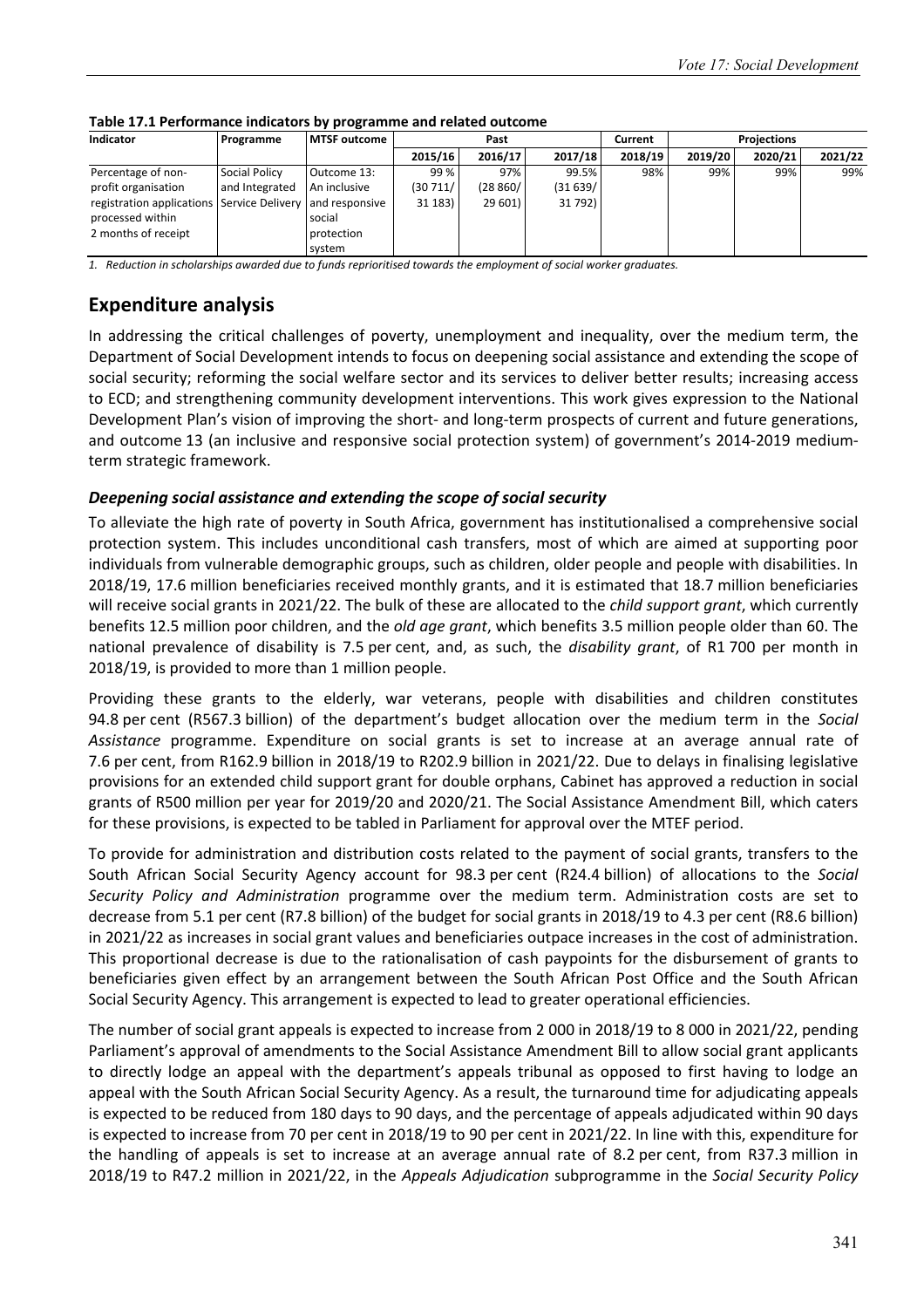**Table 17.1 Performance indicators by programme and related outcome**

| Indicator | Programme | MTSF outcome | Past | | | Current | Projections | | |
|---|---|---|---|---|---|---|---|---|---|
| | | | 2015/16 | 2016/17 | 2017/18 | 2018/19 | 2019/20 | 2020/21 | 2021/22 |
| Percentage of non-profit organisation registration applications processed within 2 months of receipt | Social Policy and Integrated Service Delivery | Outcome 13: An inclusive and responsive social protection system | 99 % (30 711/ 31 183) | 97% (28 860/ 29 601) | 99.5% (31 639/ 31 792) | 98% | 99% | 99% | 99% |

*1. Reduction in scholarships awarded due to funds reprioritised towards the employment of social worker graduates.*

## Expenditure analysis

In addressing the critical challenges of poverty, unemployment and inequality, over the medium term, the Department of Social Development intends to focus on deepening social assistance and extending the scope of social security; reforming the social welfare sector and its services to deliver better results; increasing access to ECD; and strengthening community development interventions. This work gives expression to the National Development Plan's vision of improving the short- and long-term prospects of current and future generations, and outcome 13 (an inclusive and responsive social protection system) of government's 2014-2019 medium-term strategic framework.

### *Deepening social assistance and extending the scope of social security*

To alleviate the high rate of poverty in South Africa, government has institutionalised a comprehensive social protection system. This includes unconditional cash transfers, most of which are aimed at supporting poor individuals from vulnerable demographic groups, such as children, older people and people with disabilities. In 2018/19, 17.6 million beneficiaries received monthly grants, and it is estimated that 18.7 million beneficiaries will receive social grants in 2021/22. The bulk of these are allocated to the *child support grant*, which currently benefits 12.5 million poor children, and the *old age grant*, which benefits 3.5 million people older than 60. The national prevalence of disability is 7.5 per cent, and, as such, the *disability grant*, of R1 700 per month in 2018/19, is provided to more than 1 million people.

Providing these grants to the elderly, war veterans, people with disabilities and children constitutes 94.8 per cent (R567.3 billion) of the department's budget allocation over the medium term in the *Social Assistance* programme. Expenditure on social grants is set to increase at an average annual rate of 7.6 per cent, from R162.9 billion in 2018/19 to R202.9 billion in 2021/22. Due to delays in finalising legislative provisions for an extended child support grant for double orphans, Cabinet has approved a reduction in social grants of R500 million per year for 2019/20 and 2020/21. The Social Assistance Amendment Bill, which caters for these provisions, is expected to be tabled in Parliament for approval over the MTEF period.

To provide for administration and distribution costs related to the payment of social grants, transfers to the South African Social Security Agency account for 98.3 per cent (R24.4 billion) of allocations to the *Social Security Policy and Administration* programme over the medium term. Administration costs are set to decrease from 5.1 per cent (R7.8 billion) of the budget for social grants in 2018/19 to 4.3 per cent (R8.6 billion) in 2021/22 as increases in social grant values and beneficiaries outpace increases in the cost of administration. This proportional decrease is due to the rationalisation of cash paypoints for the disbursement of grants to beneficiaries given effect by an arrangement between the South African Post Office and the South African Social Security Agency. This arrangement is expected to lead to greater operational efficiencies.

The number of social grant appeals is expected to increase from 2 000 in 2018/19 to 8 000 in 2021/22, pending Parliament's approval of amendments to the Social Assistance Amendment Bill to allow social grant applicants to directly lodge an appeal with the department's appeals tribunal as opposed to first having to lodge an appeal with the South African Social Security Agency. As a result, the turnaround time for adjudicating appeals is expected to be reduced from 180 days to 90 days, and the percentage of appeals adjudicated within 90 days is expected to increase from 70 per cent in 2018/19 to 90 per cent in 2021/22. In line with this, expenditure for the handling of appeals is set to increase at an average annual rate of 8.2 per cent, from R37.3 million in 2018/19 to R47.2 million in 2021/22, in the *Appeals Adjudication* subprogramme in the *Social Security Policy*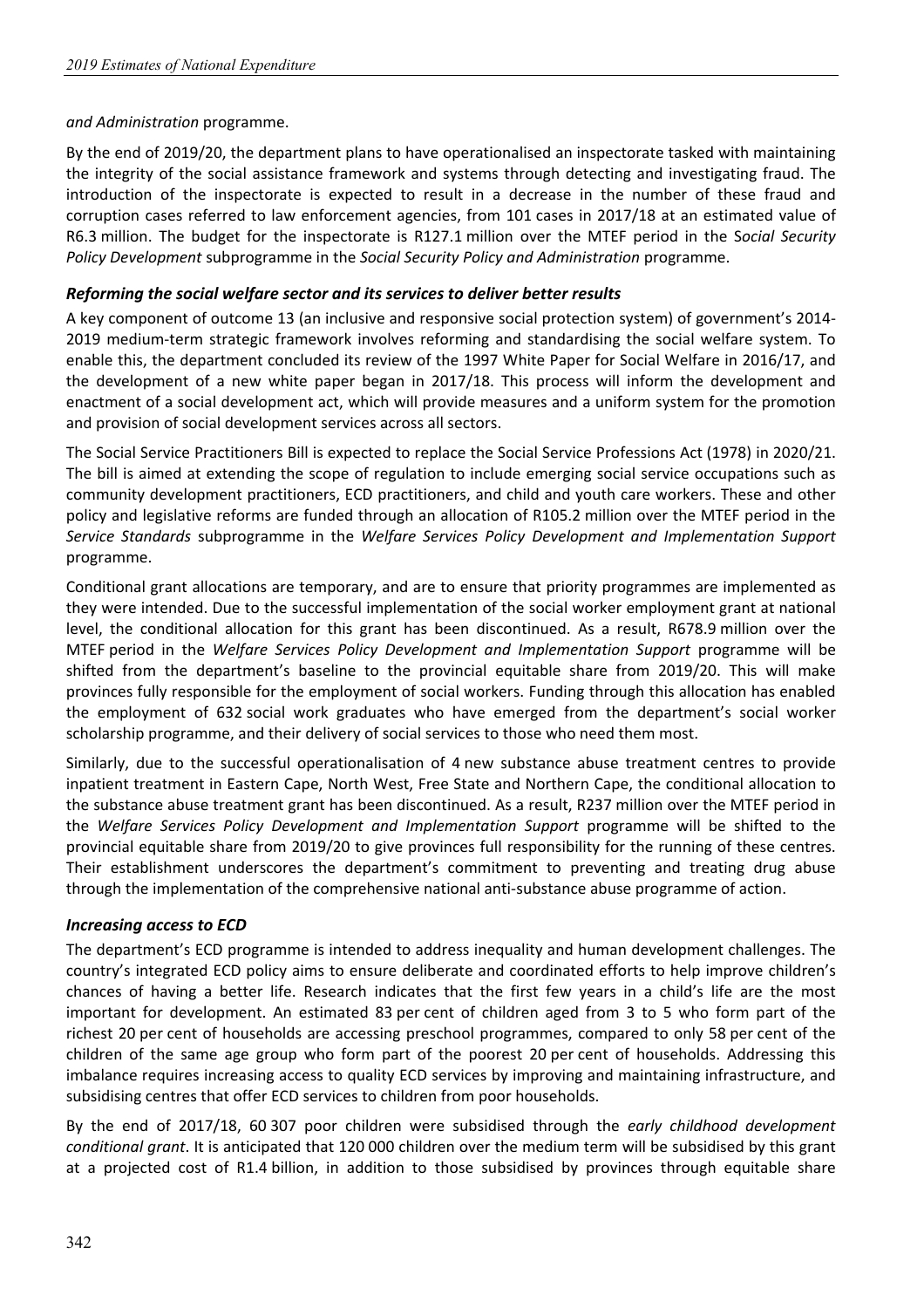*and Administration* programme.

By the end of 2019/20, the department plans to have operationalised an inspectorate tasked with maintaining the integrity of the social assistance framework and systems through detecting and investigating fraud. The introduction of the inspectorate is expected to result in a decrease in the number of these fraud and corruption cases referred to law enforcement agencies, from 101 cases in 2017/18 at an estimated value of R6.3 million. The budget for the inspectorate is R127.1 million over the MTEF period in the *Social Security Policy Development* subprogramme in the *Social Security Policy and Administration* programme.

### *Reforming the social welfare sector and its services to deliver better results*

A key component of outcome 13 (an inclusive and responsive social protection system) of government's 2014-2019 medium-term strategic framework involves reforming and standardising the social welfare system. To enable this, the department concluded its review of the 1997 White Paper for Social Welfare in 2016/17, and the development of a new white paper began in 2017/18. This process will inform the development and enactment of a social development act, which will provide measures and a uniform system for the promotion and provision of social development services across all sectors.

The Social Service Practitioners Bill is expected to replace the Social Service Professions Act (1978) in 2020/21. The bill is aimed at extending the scope of regulation to include emerging social service occupations such as community development practitioners, ECD practitioners, and child and youth care workers. These and other policy and legislative reforms are funded through an allocation of R105.2 million over the MTEF period in the *Service Standards* subprogramme in the *Welfare Services Policy Development and Implementation Support* programme.

Conditional grant allocations are temporary, and are to ensure that priority programmes are implemented as they were intended. Due to the successful implementation of the social worker employment grant at national level, the conditional allocation for this grant has been discontinued. As a result, R678.9 million over the MTEF period in the *Welfare Services Policy Development and Implementation Support* programme will be shifted from the department's baseline to the provincial equitable share from 2019/20. This will make provinces fully responsible for the employment of social workers. Funding through this allocation has enabled the employment of 632 social work graduates who have emerged from the department's social worker scholarship programme, and their delivery of social services to those who need them most.

Similarly, due to the successful operationalisation of 4 new substance abuse treatment centres to provide inpatient treatment in Eastern Cape, North West, Free State and Northern Cape, the conditional allocation to the substance abuse treatment grant has been discontinued. As a result, R237 million over the MTEF period in the *Welfare Services Policy Development and Implementation Support* programme will be shifted to the provincial equitable share from 2019/20 to give provinces full responsibility for the running of these centres. Their establishment underscores the department's commitment to preventing and treating drug abuse through the implementation of the comprehensive national anti-substance abuse programme of action.

### *Increasing access to ECD*

The department's ECD programme is intended to address inequality and human development challenges. The country's integrated ECD policy aims to ensure deliberate and coordinated efforts to help improve children's chances of having a better life. Research indicates that the first few years in a child's life are the most important for development. An estimated 83 per cent of children aged from 3 to 5 who form part of the richest 20 per cent of households are accessing preschool programmes, compared to only 58 per cent of the children of the same age group who form part of the poorest 20 per cent of households. Addressing this imbalance requires increasing access to quality ECD services by improving and maintaining infrastructure, and subsidising centres that offer ECD services to children from poor households.

By the end of 2017/18, 60 307 poor children were subsidised through the *early childhood development conditional grant*. It is anticipated that 120 000 children over the medium term will be subsidised by this grant at a projected cost of R1.4 billion, in addition to those subsidised by provinces through equitable share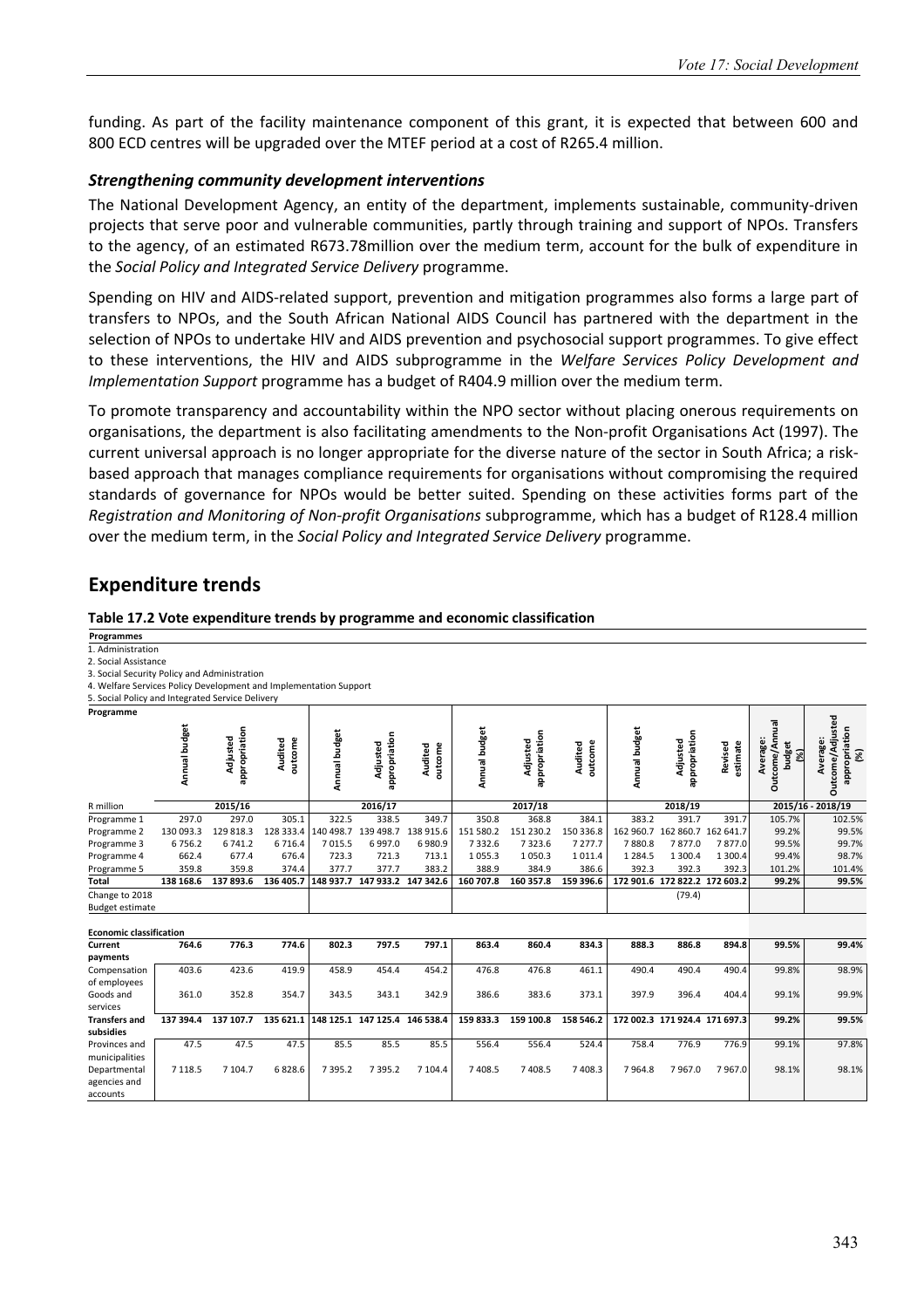funding. As part of the facility maintenance component of this grant, it is expected that between 600 and 800 ECD centres will be upgraded over the MTEF period at a cost of R265.4 million.

### *Strengthening community development interventions*

The National Development Agency, an entity of the department, implements sustainable, community-driven projects that serve poor and vulnerable communities, partly through training and support of NPOs. Transfers to the agency, of an estimated R673.78million over the medium term, account for the bulk of expenditure in the *Social Policy and Integrated Service Delivery* programme.

Spending on HIV and AIDS-related support, prevention and mitigation programmes also forms a large part of transfers to NPOs, and the South African National AIDS Council has partnered with the department in the selection of NPOs to undertake HIV and AIDS prevention and psychosocial support programmes. To give effect to these interventions, the HIV and AIDS subprogramme in the *Welfare Services Policy Development and Implementation Support* programme has a budget of R404.9 million over the medium term.

To promote transparency and accountability within the NPO sector without placing onerous requirements on organisations, the department is also facilitating amendments to the Non-profit Organisations Act (1997). The current universal approach is no longer appropriate for the diverse nature of the sector in South Africa; a risk-based approach that manages compliance requirements for organisations without compromising the required standards of governance for NPOs would be better suited. Spending on these activities forms part of the *Registration and Monitoring of Non-profit Organisations* subprogramme, which has a budget of R128.4 million over the medium term, in the *Social Policy and Integrated Service Delivery* programme.

## Expenditure trends

**Table 17.2 Vote expenditure trends by programme and economic classification**

**Programmes**
1. Administration
2. Social Assistance
3. Social Security Policy and Administration
4. Welfare Services Policy Development and Implementation Support
5. Social Policy and Integrated Service Delivery

| Programme | Annual budget | Adjusted appropriation | Audited outcome | Annual budget | Adjusted appropriation | Audited outcome | Annual budget | Adjusted appropriation | Audited outcome | Annual budget | Adjusted appropriation | Revised estimate | Average: Outcome/Annual budget (%) | Average: Outcome/Adjusted appropriation (%) |
|---|---|---|---|---|---|---|---|---|---|---|---|---|---|---|
| R million | | 2015/16 | | | 2016/17 | | | 2017/18 | | | 2018/19 | | 2015/16 - 2018/19 | |
| Programme 1 | 297.0 | 297.0 | 305.1 | 322.5 | 338.5 | 349.7 | 350.8 | 368.8 | 384.1 | 383.2 | 391.7 | 391.7 | 105.7% | 102.5% |
| Programme 2 | 130 093.3 | 129 818.3 | 128 333.4 | 140 498.7 | 139 498.7 | 138 915.6 | 151 580.2 | 151 230.2 | 150 336.8 | 162 960.7 | 162 860.7 | 162 641.7 | 99.2% | 99.5% |
| Programme 3 | 6 756.2 | 6 741.2 | 6 716.4 | 7 015.5 | 6 997.0 | 6 980.9 | 7 332.6 | 7 323.6 | 7 277.7 | 7 880.8 | 7 877.0 | 7 877.0 | 99.5% | 99.7% |
| Programme 4 | 662.4 | 677.4 | 676.4 | 723.3 | 721.3 | 713.1 | 1 055.3 | 1 050.3 | 1 011.4 | 1 284.5 | 1 300.4 | 1 300.4 | 99.4% | 98.7% |
| Programme 5 | 359.8 | 359.8 | 374.4 | 377.7 | 377.7 | 383.2 | 388.9 | 384.9 | 386.6 | 392.3 | 392.3 | 392.3 | 101.2% | 101.4% |
| **Total** | **138 168.6** | **137 893.6** | **136 405.7** | **148 937.7** | **147 933.2** | **147 342.6** | **160 707.8** | **160 357.8** | **159 396.6** | **172 901.6** | **172 822.2** | **172 603.2** | **99.2%** | **99.5%** |
| Change to 2018 Budget estimate | | | | | | | | | | | (79.4) | | | |
| | | | | | | | | | | | | | | |
| **Economic classification** | | | | | | | | | | | | | | |
| **Current payments** | **764.6** | **776.3** | **774.6** | **802.3** | **797.5** | **797.1** | **863.4** | **860.4** | **834.3** | **888.3** | **886.8** | **894.8** | **99.5%** | **99.4%** |
| Compensation of employees | 403.6 | 423.6 | 419.9 | 458.9 | 454.4 | 454.2 | 476.8 | 476.8 | 461.1 | 490.4 | 490.4 | 490.4 | 99.8% | 98.9% |
| Goods and services | 361.0 | 352.8 | 354.7 | 343.5 | 343.1 | 342.9 | 386.6 | 383.6 | 373.1 | 397.9 | 396.4 | 404.4 | 99.1% | 99.9% |
| **Transfers and subsidies** | **137 394.4** | **137 107.7** | **135 621.1** | **148 125.1** | **147 125.4** | **146 538.4** | **159 833.3** | **159 100.8** | **158 546.2** | **172 002.3** | **171 924.4** | **171 697.3** | **99.2%** | **99.5%** |
| Provinces and municipalities | 47.5 | 47.5 | 47.5 | 85.5 | 85.5 | 85.5 | 556.4 | 556.4 | 524.4 | 758.4 | 776.9 | 776.9 | 99.1% | 97.8% |
| Departmental agencies and accounts | 7 118.5 | 7 104.7 | 6 828.6 | 7 395.2 | 7 395.2 | 7 104.4 | 7 408.5 | 7 408.5 | 7 408.3 | 7 964.8 | 7 967.0 | 7 967.0 | 98.1% | 98.1% |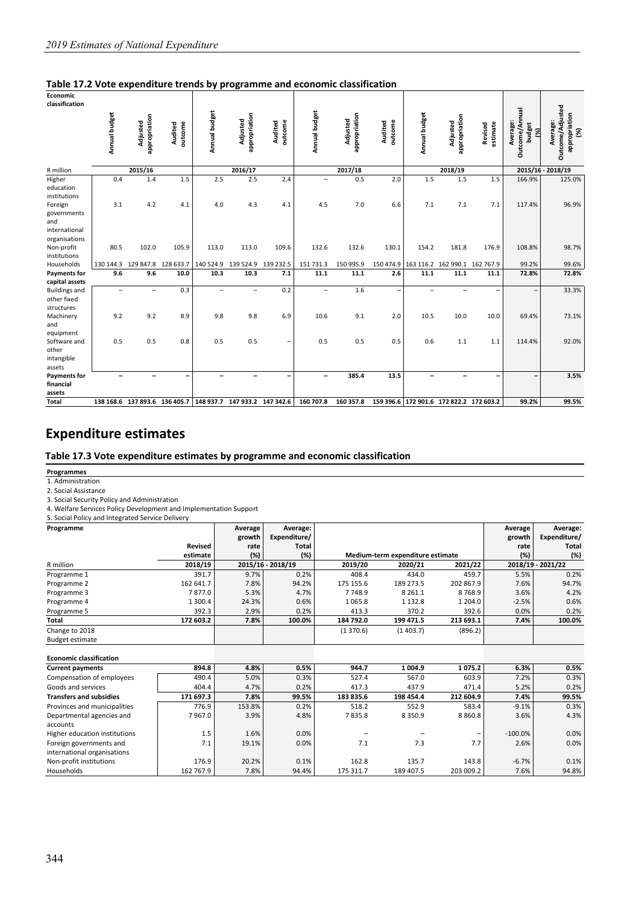### Table 17.2 Vote expenditure trends by programme and economic classification

| Economic classification | Annual budget | Adjusted appropriation | Audited outcome | Annual budget | Adjusted appropriation | Audited outcome | Annual budget | Adjusted appropriation | Audited outcome | Annual budget | Adjusted appropriation | Revised estimate | Average: Outcome/Annual budget (%) | Average: Outcome/Adjusted appropriation (%) |
|---|---|---|---|---|---|---|---|---|---|---|---|---|---|---|
| R million | 2015/16 | | | 2016/17 | | | 2017/18 | | | 2018/19 | | | 2015/16 - 2018/19 | |
| Higher education institutions | 0.4 | 1.4 | 1.5 | 2.5 | 2.5 | 2.4 | – | 0.5 | 2.0 | 1.5 | 1.5 | 1.5 | 166.9% | 125.0% |
| Foreign governments and international organisations | 3.1 | 4.2 | 4.1 | 4.0 | 4.3 | 4.1 | 4.5 | 7.0 | 6.6 | 7.1 | 7.1 | 7.1 | 117.4% | 96.9% |
| Non-profit institutions | 80.5 | 102.0 | 105.9 | 113.0 | 113.0 | 109.6 | 132.6 | 132.6 | 130.1 | 154.2 | 181.8 | 176.9 | 108.8% | 98.7% |
| Households | 130 144.3 | 129 847.8 | 128 633.7 | 140 524.9 | 139 524.9 | 139 232.5 | 151 731.3 | 150 995.9 | 150 474.9 | 163 116.2 | 162 990.1 | 162 767.9 | 99.2% | 99.6% |
| **Payments for capital assets** | **9.6** | **9.6** | **10.0** | **10.3** | **10.3** | **7.1** | **11.1** | **11.1** | **2.6** | **11.1** | **11.1** | **11.1** | **72.8%** | **72.8%** |
| Buildings and other fixed structures | – | – | 0.3 | – | – | 0.2 | – | 1.6 | – | – | – | – | – | 33.3% |
| Machinery and equipment | 9.2 | 9.2 | 8.9 | 9.8 | 9.8 | 6.9 | 10.6 | 9.1 | 2.0 | 10.5 | 10.0 | 10.0 | 69.4% | 73.1% |
| Software and other intangible assets | 0.5 | 0.5 | 0.8 | 0.5 | 0.5 | – | 0.5 | 0.5 | 0.5 | 0.6 | 1.1 | 1.1 | 114.4% | 92.0% |
| **Payments for financial assets** | **–** | **–** | **–** | **–** | **–** | **–** | **–** | **385.4** | **13.5** | **–** | **–** | **–** | **–** | **3.5%** |
| **Total** | **138 168.6** | **137 893.6** | **136 405.7** | **148 937.7** | **147 933.2** | **147 342.6** | **160 707.8** | **160 357.8** | **159 396.6** | **172 901.6** | **172 822.2** | **172 603.2** | **99.2%** | **99.5%** |

# Expenditure estimates

### Table 17.3 Vote expenditure estimates by programme and economic classification

**Programmes**

1. Administration
2. Social Assistance
3. Social Security Policy and Administration
4. Welfare Services Policy Development and Implementation Support
5. Social Policy and Integrated Service Delivery

| Programme | Revised estimate | Average growth rate (%) | Average: Expenditure/ Total (%) | Medium-term expenditure estimate | | | Average growth rate (%) | Average: Expenditure/ Total (%) |
|---|---|---|---|---|---|---|---|---|
| R million | 2018/19 | 2015/16 - 2018/19 | | 2019/20 | 2020/21 | 2021/22 | 2018/19 - 2021/22 | |
| Programme 1 | 391.7 | 9.7% | 0.2% | 408.4 | 434.0 | 459.7 | 5.5% | 0.2% |
| Programme 2 | 162 641.7 | 7.8% | 94.2% | 175 155.6 | 189 273.5 | 202 867.9 | 7.6% | 94.7% |
| Programme 3 | 7 877.0 | 5.3% | 4.7% | 7 748.9 | 8 261.1 | 8 768.9 | 3.6% | 4.2% |
| Programme 4 | 1 300.4 | 24.3% | 0.6% | 1 065.8 | 1 132.8 | 1 204.0 | -2.5% | 0.6% |
| Programme 5 | 392.3 | 2.9% | 0.2% | 413.3 | 370.2 | 392.6 | 0.0% | 0.2% |
| **Total** | **172 603.2** | **7.8%** | **100.0%** | **184 792.0** | **199 471.5** | **213 693.1** | **7.4%** | **100.0%** |
| Change to 2018 Budget estimate | | | | (1 370.6) | (1 403.7) | (896.2) | | |
| | | | | | | | | |
| **Economic classification** | | | | | | | | |
| **Current payments** | **894.8** | **4.8%** | **0.5%** | **944.7** | **1 004.9** | **1 075.2** | **6.3%** | **0.5%** |
| Compensation of employees | 490.4 | 5.0% | 0.3% | 527.4 | 567.0 | 603.9 | 7.2% | 0.3% |
| Goods and services | 404.4 | 4.7% | 0.2% | 417.3 | 437.9 | 471.4 | 5.2% | 0.2% |
| **Transfers and subsidies** | **171 697.3** | **7.8%** | **99.5%** | **183 835.6** | **198 454.4** | **212 604.9** | **7.4%** | **99.5%** |
| Provinces and municipalities | 776.9 | 153.8% | 0.2% | 518.2 | 552.9 | 583.4 | -9.1% | 0.3% |
| Departmental agencies and accounts | 7 967.0 | 3.9% | 4.8% | 7 835.8 | 8 350.9 | 8 860.8 | 3.6% | 4.3% |
| Higher education institutions | 1.5 | 1.6% | 0.0% | – | – | – | -100.0% | 0.0% |
| Foreign governments and international organisations | 7.1 | 19.1% | 0.0% | 7.1 | 7.3 | 7.7 | 2.6% | 0.0% |
| Non-profit institutions | 176.9 | 20.2% | 0.1% | 162.8 | 135.7 | 143.8 | -6.7% | 0.1% |
| Households | 162 767.9 | 7.8% | 94.4% | 175 311.7 | 189 407.5 | 203 009.2 | 7.6% | 94.8% |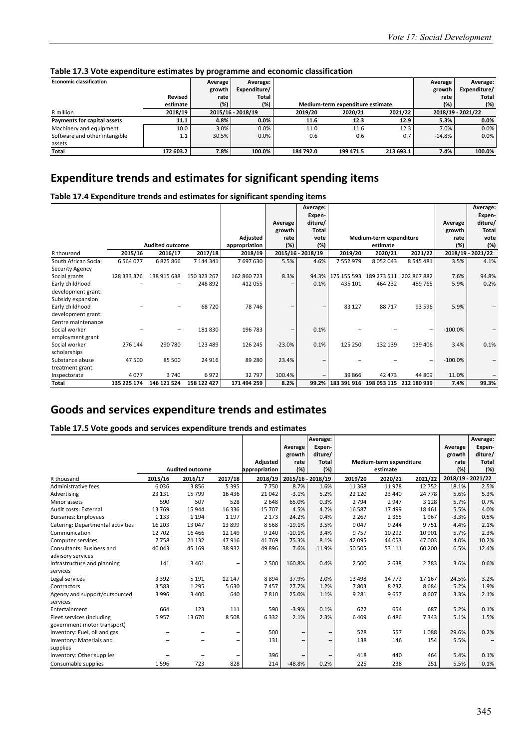### Table 17.3 Vote expenditure estimates by programme and economic classification

| Economic classification | Revised estimate | Average growth rate (%) | Average: Expenditure/ Total (%) | Medium-term expenditure estimate | | | Average growth rate (%) | Average: Expenditure/ Total (%) |
|---|---|---|---|---|---|---|---|---|
| R million | 2018/19 | 2015/16 - 2018/19 | | 2019/20 | 2020/21 | 2021/22 | 2018/19 - 2021/22 | |
| **Payments for capital assets** | **11.1** | **4.8%** | **0.0%** | **11.6** | **12.3** | **12.9** | **5.3%** | **0.0%** |
| Machinery and equipment | 10.0 | 3.0% | 0.0% | 11.0 | 11.6 | 12.3 | 7.0% | 0.0% |
| Software and other intangible assets | 1.1 | 30.5% | 0.0% | 0.6 | 0.6 | 0.7 | -14.8% | 0.0% |
| **Total** | **172 603.2** | **7.8%** | **100.0%** | **184 792.0** | **199 471.5** | **213 693.1** | **7.4%** | **100.0%** |

# Expenditure trends and estimates for significant spending items

### Table 17.4 Expenditure trends and estimates for significant spending items

| | Audited outcome | | | Adjusted appropriation | Average growth rate (%) | Average: Expen-diture/ Total vote (%) | Medium-term expenditure estimate | | | Average growth rate (%) | Average: Expen-diture/ Total vote (%) |
|---|---|---|---|---|---|---|---|---|---|---|---|
| R thousand | 2015/16 | 2016/17 | 2017/18 | 2018/19 | 2015/16 - 2018/19 | | 2019/20 | 2020/21 | 2021/22 | 2018/19 - 2021/22 | |
| South African Social Security Agency | 6 564 077 | 6 825 866 | 7 144 341 | 7 697 630 | 5.5% | 4.6% | 7 552 979 | 8 052 043 | 8 545 481 | 3.5% | 4.1% |
| Social grants | 128 333 376 | 138 915 638 | 150 323 267 | 162 860 723 | 8.3% | 94.3% | 175 155 593 | 189 273 511 | 202 867 882 | 7.6% | 94.8% |
| Early childhood development grant: Subsidy expansion | – | – | 248 892 | 412 055 | – | 0.1% | 435 101 | 464 232 | 489 765 | 5.9% | 0.2% |
| Early childhood development grant: Centre maintenance | – | – | 68 720 | 78 746 | – | – | 83 127 | 88 717 | 93 596 | 5.9% | – |
| Social worker employment grant | – | – | 181 830 | 196 783 | – | 0.1% | – | – | – | -100.0% | – |
| Social worker scholarships | 276 144 | 290 780 | 123 489 | 126 245 | -23.0% | 0.1% | 125 250 | 132 139 | 139 406 | 3.4% | 0.1% |
| Substance abuse treatment grant | 47 500 | 85 500 | 24 916 | 89 280 | 23.4% | – | – | – | – | -100.0% | – |
| Inspectorate | 4 077 | 3 740 | 6 972 | 32 797 | 100.4% | – | 39 866 | 42 473 | 44 809 | 11.0% | – |
| **Total** | **135 225 174** | **146 121 524** | **158 122 427** | **171 494 259** | **8.2%** | **99.2%** | **183 391 916** | **198 053 115** | **212 180 939** | **7.4%** | **99.3%** |

# Goods and services expenditure trends and estimates

### Table 17.5 Vote goods and services expenditure trends and estimates

| | Audited outcome | | | Adjusted appropriation | Average growth rate (%) | Average: Expen-diture/ Total (%) | Medium-term expenditure estimate | | | Average growth rate (%) | Average: Expen-diture/ Total (%) |
|---|---|---|---|---|---|---|---|---|---|---|---|
| R thousand | 2015/16 | 2016/17 | 2017/18 | 2018/19 | 2015/16 - 2018/19 | | 2019/20 | 2020/21 | 2021/22 | 2018/19 - 2021/22 | |
| Administrative fees | 6 036 | 3 856 | 5 395 | 7 750 | 8.7% | 1.6% | 11 368 | 11 978 | 12 752 | 18.1% | 2.5% |
| Advertising | 23 131 | 15 799 | 16 436 | 21 042 | -3.1% | 5.2% | 22 120 | 23 440 | 24 778 | 5.6% | 5.3% |
| Minor assets | 590 | 507 | 528 | 2 648 | 65.0% | 0.3% | 2 794 | 2 947 | 3 128 | 5.7% | 0.7% |
| Audit costs: External | 13 769 | 15 944 | 16 336 | 15 707 | 4.5% | 4.2% | 16 587 | 17 499 | 18 461 | 5.5% | 4.0% |
| Bursaries: Employees | 1 133 | 1 194 | 1 197 | 2 173 | 24.2% | 0.4% | 2 267 | 2 365 | 1 967 | -3.3% | 0.5% |
| Catering: Departmental activities | 16 203 | 13 047 | 13 899 | 8 568 | -19.1% | 3.5% | 9 047 | 9 244 | 9 751 | 4.4% | 2.1% |
| Communication | 12 702 | 16 466 | 12 149 | 9 240 | -10.1% | 3.4% | 9 757 | 10 292 | 10 901 | 5.7% | 2.3% |
| Computer services | 7 758 | 21 132 | 47 916 | 41 769 | 75.3% | 8.1% | 42 095 | 44 053 | 47 003 | 4.0% | 10.2% |
| Consultants: Business and advisory services | 40 043 | 45 169 | 38 932 | 49 896 | 7.6% | 11.9% | 50 505 | 53 111 | 60 200 | 6.5% | 12.4% |
| Infrastructure and planning services | 141 | 3 461 | – | 2 500 | 160.8% | 0.4% | 2 500 | 2 638 | 2 783 | 3.6% | 0.6% |
| Legal services | 3 392 | 5 191 | 12 147 | 8 894 | 37.9% | 2.0% | 13 498 | 14 772 | 17 167 | 24.5% | 3.2% |
| Contractors | 3 583 | 1 295 | 5 630 | 7 457 | 27.7% | 1.2% | 7 803 | 8 232 | 8 684 | 5.2% | 1.9% |
| Agency and support/outsourced services | 3 996 | 3 400 | 640 | 7 810 | 25.0% | 1.1% | 9 281 | 9 657 | 8 607 | 3.3% | 2.1% |
| Entertainment | 664 | 123 | 111 | 590 | -3.9% | 0.1% | 622 | 654 | 687 | 5.2% | 0.1% |
| Fleet services (including government motor transport) | 5 957 | 13 670 | 8 508 | 6 332 | 2.1% | 2.3% | 6 409 | 6 486 | 7 343 | 5.1% | 1.5% |
| Inventory: Fuel, oil and gas | – | – | – | 500 | – | – | 528 | 557 | 1 088 | 29.6% | 0.2% |
| Inventory: Materials and supplies | – | – | – | 131 | – | – | 138 | 146 | 154 | 5.5% | – |
| Inventory: Other supplies | – | – | – | 396 | – | – | 418 | 440 | 464 | 5.4% | 0.1% |
| Consumable supplies | 1 596 | 723 | 828 | 214 | -48.8% | 0.2% | 225 | 238 | 251 | 5.5% | 0.1% |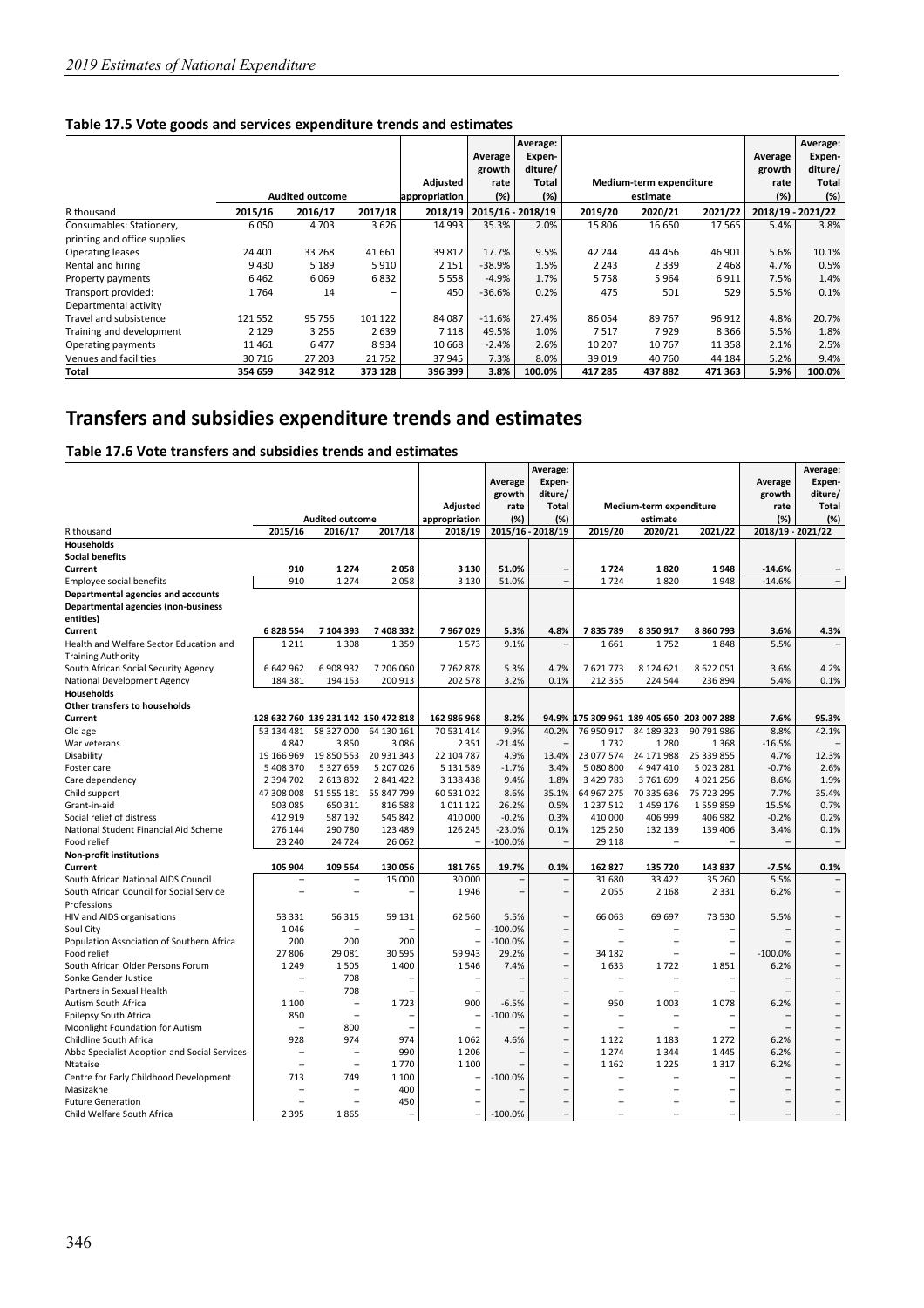### Table 17.5 Vote goods and services expenditure trends and estimates

| R thousand | Audited outcome | | | Adjusted appropriation | Average growth rate (%) | Average: Expen-diture/ Total (%) | Medium-term expenditure estimate | | | Average growth rate (%) | Average: Expen-diture/ Total (%) |
|---|---|---|---|---|---|---|---|---|---|---|---|
| | 2015/16 | 2016/17 | 2017/18 | 2018/19 | 2015/16 - 2018/19 | | 2019/20 | 2020/21 | 2021/22 | 2018/19 - 2021/22 | |
| Consumables: Stationery, printing and office supplies | 6 050 | 4 703 | 3 626 | 14 993 | 35.3% | 2.0% | 15 806 | 16 650 | 17 565 | 5.4% | 3.8% |
| Operating leases | 24 401 | 33 268 | 41 661 | 39 812 | 17.7% | 9.5% | 42 244 | 44 456 | 46 901 | 5.6% | 10.1% |
| Rental and hiring | 9 430 | 5 189 | 5 910 | 2 151 | -38.9% | 1.5% | 2 243 | 2 339 | 2 468 | 4.7% | 0.5% |
| Property payments | 6 462 | 6 069 | 6 832 | 5 558 | -4.9% | 1.7% | 5 758 | 5 964 | 6 911 | 7.5% | 1.4% |
| Transport provided: Departmental activity | 1 764 | 14 | – | 450 | -36.6% | 0.2% | 475 | 501 | 529 | 5.5% | 0.1% |
| Travel and subsistence | 121 552 | 95 756 | 101 122 | 84 087 | -11.6% | 27.4% | 86 054 | 89 767 | 96 912 | 4.8% | 20.7% |
| Training and development | 2 129 | 3 256 | 2 639 | 7 118 | 49.5% | 1.0% | 7 517 | 7 929 | 8 366 | 5.5% | 1.8% |
| Operating payments | 11 461 | 6 477 | 8 934 | 10 668 | -2.4% | 2.6% | 10 207 | 10 767 | 11 358 | 2.1% | 2.5% |
| Venues and facilities | 30 716 | 27 203 | 21 752 | 37 945 | 7.3% | 8.0% | 39 019 | 40 760 | 44 184 | 5.2% | 9.4% |
| **Total** | **354 659** | **342 912** | **373 128** | **396 399** | **3.8%** | **100.0%** | **417 285** | **437 882** | **471 363** | **5.9%** | **100.0%** |

# Transfers and subsidies expenditure trends and estimates

### Table 17.6 Vote transfers and subsidies trends and estimates

| R thousand | Audited outcome | | | Adjusted appropriation | Average growth rate (%) | Average: Expen-diture/ Total (%) | Medium-term expenditure estimate | | | Average growth rate (%) | Average: Expen-diture/ Total (%) |
|---|---|---|---|---|---|---|---|---|---|---|---|
| | 2015/16 | 2016/17 | 2017/18 | 2018/19 | 2015/16 - 2018/19 | | 2019/20 | 2020/21 | 2021/22 | 2018/19 - 2021/22 | |
| **Households** | | | | | | | | | | | |
| **Social benefits** | | | | | | | | | | | |
| **Current** | **910** | **1 274** | **2 058** | **3 130** | **51.0%** | **–** | **1 724** | **1 820** | **1 948** | **-14.6%** | **–** |
| Employee social benefits | 910 | 1 274 | 2 058 | 3 130 | 51.0% | – | 1 724 | 1 820 | 1 948 | -14.6% | – |
| **Departmental agencies and accounts** | | | | | | | | | | | |
| **Departmental agencies (non-business entities)** | | | | | | | | | | | |
| **Current** | **6 828 554** | **7 104 393** | **7 408 332** | **7 967 029** | **5.3%** | **4.8%** | **7 835 789** | **8 350 917** | **8 860 793** | **3.6%** | **4.3%** |
| Health and Welfare Sector Education and Training Authority | 1 211 | 1 308 | 1 359 | 1 573 | 9.1% | – | 1 661 | 1 752 | 1 848 | 5.5% | – |
| South African Social Security Agency | 6 642 962 | 6 908 932 | 7 206 060 | 7 762 878 | 5.3% | 4.7% | 7 621 773 | 8 124 621 | 8 622 051 | 3.6% | 4.2% |
| National Development Agency | 184 381 | 194 153 | 200 913 | 202 578 | 3.2% | 0.1% | 212 355 | 224 544 | 236 894 | 5.4% | 0.1% |
| **Households** | | | | | | | | | | | |
| **Other transfers to households** | | | | | | | | | | | |
| **Current** | **128 632 760** | **139 231 142** | **150 472 818** | **162 986 968** | **8.2%** | **94.9%** | **175 309 961** | **189 405 650** | **203 007 288** | **7.6%** | **95.3%** |
| Old age | 53 134 481 | 58 327 000 | 64 130 161 | 70 531 414 | 9.9% | 40.2% | 76 950 917 | 84 189 323 | 90 791 986 | 8.8% | 42.1% |
| War veterans | 4 842 | 3 850 | 3 086 | 2 351 | -21.4% | – | 1 732 | 1 280 | 1 368 | -16.5% | – |
| Disability | 19 166 969 | 19 850 553 | 20 931 343 | 22 104 787 | 4.9% | 13.4% | 23 077 574 | 24 171 988 | 25 339 855 | 4.7% | 12.3% |
| Foster care | 5 408 370 | 5 327 659 | 5 207 026 | 5 131 589 | -1.7% | 3.4% | 5 080 800 | 4 947 410 | 5 023 281 | -0.7% | 2.6% |
| Care dependency | 2 394 702 | 2 613 892 | 2 841 422 | 3 138 438 | 9.4% | 1.8% | 3 429 783 | 3 761 699 | 4 021 256 | 8.6% | 1.9% |
| Child support | 47 308 008 | 51 555 181 | 55 847 799 | 60 531 022 | 8.6% | 35.1% | 64 967 275 | 70 335 636 | 75 723 295 | 7.7% | 35.4% |
| Grant-in-aid | 503 085 | 650 311 | 816 588 | 1 011 122 | 26.2% | 0.5% | 1 237 512 | 1 459 176 | 1 559 859 | 15.5% | 0.7% |
| Social relief of distress | 412 919 | 587 192 | 545 842 | 410 000 | -0.2% | 0.3% | 410 000 | 406 999 | 406 982 | -0.2% | 0.2% |
| National Student Financial Aid Scheme | 276 144 | 290 780 | 123 489 | 126 245 | -23.0% | 0.1% | 125 250 | 132 139 | 139 406 | 3.4% | 0.1% |
| Food relief | 23 240 | 24 724 | 26 062 | – | -100.0% | – | 29 118 | – | – | – | – |
| **Non-profit institutions** | | | | | | | | | | | |
| **Current** | **105 904** | **109 564** | **130 056** | **181 765** | **19.7%** | **0.1%** | **162 827** | **135 720** | **143 837** | **-7.5%** | **0.1%** |
| South African National AIDS Council | – | – | 15 000 | 30 000 | – | – | 31 680 | 33 422 | 35 260 | 5.5% | – |
| South African Council for Social Service Professions | – | – | – | 1 946 | – | – | 2 055 | 2 168 | 2 331 | 6.2% | – |
| HIV and AIDS organisations | 53 331 | 56 315 | 59 131 | 62 560 | 5.5% | – | 66 063 | 69 697 | 73 530 | 5.5% | – |
| Soul City | 1 046 | – | – | – | -100.0% | – | – | – | – | – | – |
| Population Association of Southern Africa | 200 | 200 | 200 | – | -100.0% | – | – | – | – | – | – |
| Food relief | 27 806 | 29 081 | 30 595 | 59 943 | 29.2% | – | 34 182 | – | – | -100.0% | – |
| South African Older Persons Forum | 1 249 | 1 505 | 1 400 | 1 546 | 7.4% | – | 1 633 | 1 722 | 1 851 | 6.2% | – |
| Sonke Gender Justice | – | 708 | – | – | – | – | – | – | – | – | – |
| Partners in Sexual Health | – | 708 | – | – | – | – | – | – | – | – | – |
| Autism South Africa | 1 100 | – | 1 723 | 900 | -6.5% | – | 950 | 1 003 | 1 078 | 6.2% | – |
| Epilepsy South Africa | 850 | – | – | – | -100.0% | – | – | – | – | – | – |
| Moonlight Foundation for Autism | – | 800 | – | – | – | – | – | – | – | – | – |
| Childline South Africa | 928 | 974 | 974 | 1 062 | 4.6% | – | 1 122 | 1 183 | 1 272 | 6.2% | – |
| Abba Specialist Adoption and Social Services | – | – | 990 | 1 206 | – | – | 1 274 | 1 344 | 1 445 | 6.2% | – |
| Ntataise | – | – | 1 770 | 1 100 | – | – | 1 162 | 1 225 | 1 317 | 6.2% | – |
| Centre for Early Childhood Development | 713 | 749 | 1 100 | – | -100.0% | – | – | – | – | – | – |
| Masizakhe | – | – | 400 | – | – | – | – | – | – | – | – |
| Future Generation | – | – | 450 | – | – | – | – | – | – | – | – |
| Child Welfare South Africa | 2 395 | 1 865 | – | – | -100.0% | – | – | – | – | – | – |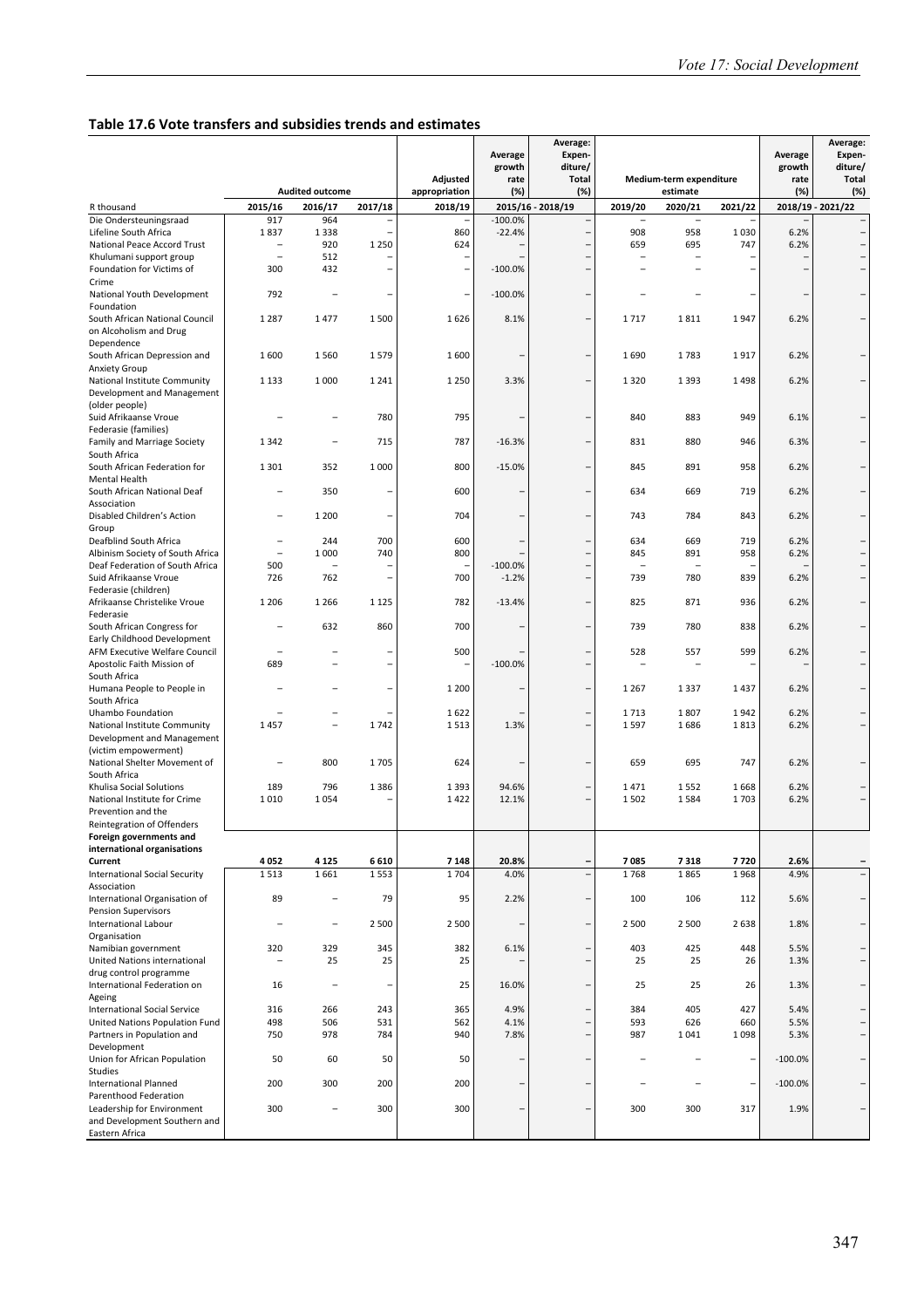## Table 17.6 Vote transfers and subsidies trends and estimates

| | Audited outcome | | | Adjusted appropriation | Average growth rate (%) | Average: Expen- diture/ Total (%) | Medium-term expenditure estimate | | | Average growth rate (%) | Average: Expen- diture/ Total (%) |
|---|---|---|---|---|---|---|---|---|---|---|---|
| R thousand | 2015/16 | 2016/17 | 2017/18 | 2018/19 | 2015/16 - 2018/19 | | 2019/20 | 2020/21 | 2021/22 | 2018/19 - 2021/22 | |
| Die Ondersteuningsraad | 917 | 964 | – | – | -100.0% | – | – | – | – | – | – |
| Lifeline South Africa | 1 837 | 1 338 | – | 860 | -22.4% | – | 908 | 958 | 1 030 | 6.2% | – |
| National Peace Accord Trust | – | 920 | 1 250 | 624 | – | – | 659 | 695 | 747 | 6.2% | – |
| Khulumani support group | – | 512 | – | – | – | – | – | – | – | – | – |
| Foundation for Victims of Crime | 300 | 432 | – | – | -100.0% | – | – | – | – | – | – |
| National Youth Development Foundation | 792 | – | – | – | -100.0% | – | – | – | – | – | – |
| South African National Council on Alcoholism and Drug Dependence | 1 287 | 1 477 | 1 500 | 1 626 | 8.1% | – | 1 717 | 1 811 | 1 947 | 6.2% | – |
| South African Depression and Anxiety Group | 1 600 | 1 560 | 1 579 | 1 600 | – | – | 1 690 | 1 783 | 1 917 | 6.2% | – |
| National Institute Community Development and Management (older people) | 1 133 | 1 000 | 1 241 | 1 250 | 3.3% | – | 1 320 | 1 393 | 1 498 | 6.2% | – |
| Suid Afrikaanse Vroue Federasie (families) | – | – | 780 | 795 | – | – | 840 | 883 | 949 | 6.1% | – |
| Family and Marriage Society South Africa | 1 342 | – | 715 | 787 | -16.3% | – | 831 | 880 | 946 | 6.3% | – |
| South African Federation for Mental Health | 1 301 | 352 | 1 000 | 800 | -15.0% | – | 845 | 891 | 958 | 6.2% | – |
| South African National Deaf Association | – | 350 | – | 600 | – | – | 634 | 669 | 719 | 6.2% | – |
| Disabled Children's Action Group | – | 1 200 | – | 704 | – | – | 743 | 784 | 843 | 6.2% | – |
| Deafblind South Africa | – | 244 | 700 | 600 | – | – | 634 | 669 | 719 | 6.2% | – |
| Albinism Society of South Africa | – | 1 000 | 740 | 800 | – | – | 845 | 891 | 958 | 6.2% | – |
| Deaf Federation of South Africa | 500 | – | – | – | -100.0% | – | – | – | – | – | – |
| Suid Afrikaanse Vroue Federasie (children) | 726 | 762 | – | 700 | -1.2% | – | 739 | 780 | 839 | 6.2% | – |
| Afrikaanse Christelike Vroue Federasie | 1 206 | 1 266 | 1 125 | 782 | -13.4% | – | 825 | 871 | 936 | 6.2% | – |
| South African Congress for Early Childhood Development | – | 632 | 860 | 700 | – | – | 739 | 780 | 838 | 6.2% | – |
| AFM Executive Welfare Council | – | – | – | 500 | – | – | 528 | 557 | 599 | 6.2% | – |
| Apostolic Faith Mission of South Africa | 689 | – | – | – | -100.0% | – | – | – | – | – | – |
| Humana People to People in South Africa | – | – | – | 1 200 | – | – | 1 267 | 1 337 | 1 437 | 6.2% | – |
| Uhambo Foundation | – | – | – | 1 622 | – | – | 1 713 | 1 807 | 1 942 | 6.2% | – |
| National Institute Community Development and Management (victim empowerment) | 1 457 | – | 1 742 | 1 513 | 1.3% | – | 1 597 | 1 686 | 1 813 | 6.2% | – |
| National Shelter Movement of South Africa | – | 800 | 1 705 | 624 | – | – | 659 | 695 | 747 | 6.2% | – |
| Khulisa Social Solutions | 189 | 796 | 1 386 | 1 393 | 94.6% | – | 1 471 | 1 552 | 1 668 | 6.2% | – |
| National Institute for Crime Prevention and the Reintegration of Offenders | 1 010 | 1 054 | – | 1 422 | 12.1% | – | 1 502 | 1 584 | 1 703 | 6.2% | – |
| **Foreign governments and international organisations** | | | | | | | | | | | |
| **Current** | **4 052** | **4 125** | **6 610** | **7 148** | **20.8%** | **–** | **7 085** | **7 318** | **7 720** | **2.6%** | **–** |
| International Social Security Association | 1 513 | 1 661 | 1 553 | 1 704 | 4.0% | – | 1 768 | 1 865 | 1 968 | 4.9% | – |
| International Organisation of Pension Supervisors | 89 | – | 79 | 95 | 2.2% | – | 100 | 106 | 112 | 5.6% | – |
| International Labour Organisation | – | – | 2 500 | 2 500 | – | – | 2 500 | 2 500 | 2 638 | 1.8% | – |
| Namibian government | 320 | 329 | 345 | 382 | 6.1% | – | 403 | 425 | 448 | 5.5% | – |
| United Nations international drug control programme | – | 25 | 25 | 25 | – | – | 25 | 25 | 26 | 1.3% | – |
| International Federation on Ageing | 16 | – | – | 25 | 16.0% | – | 25 | 25 | 26 | 1.3% | – |
| International Social Service | 316 | 266 | 243 | 365 | 4.9% | – | 384 | 405 | 427 | 5.4% | – |
| United Nations Population Fund | 498 | 506 | 531 | 562 | 4.1% | – | 593 | 626 | 660 | 5.5% | – |
| Partners in Population and Development | 750 | 978 | 784 | 940 | 7.8% | – | 987 | 1 041 | 1 098 | 5.3% | – |
| Union for African Population Studies | 50 | 60 | 50 | 50 | – | – | – | – | – | -100.0% | – |
| International Planned Parenthood Federation | 200 | 300 | 200 | 200 | – | – | – | – | – | -100.0% | – |
| Leadership for Environment and Development Southern and Eastern Africa | 300 | – | 300 | 300 | – | – | 300 | 300 | 317 | 1.9% | – |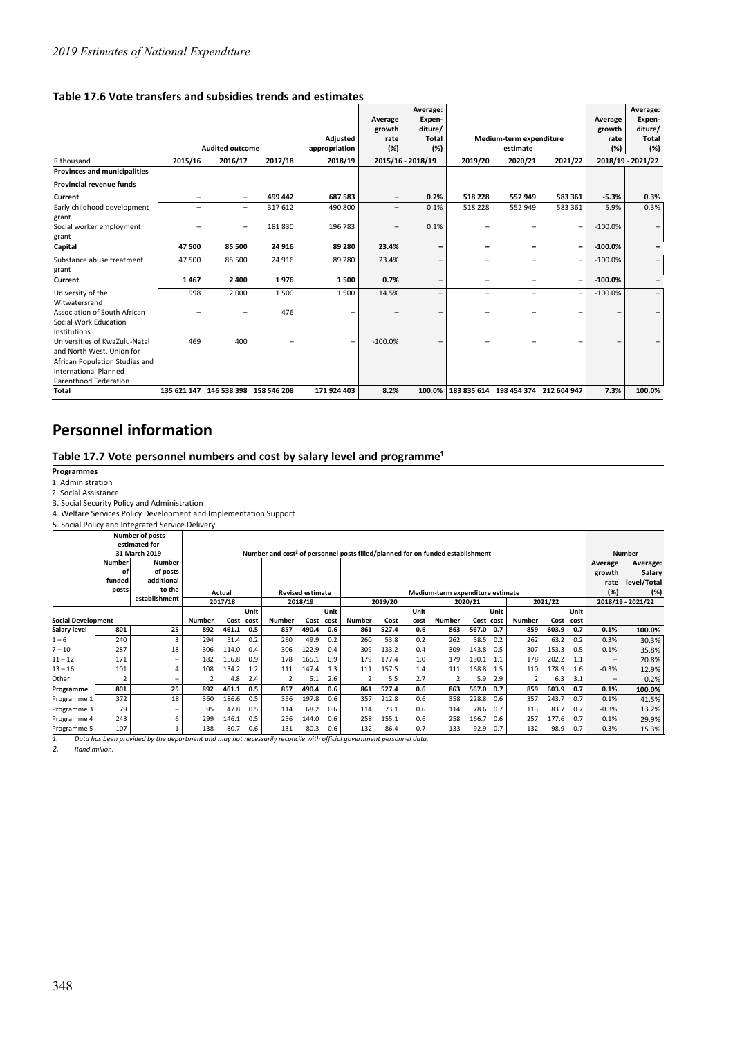### Table 17.6 Vote transfers and subsidies trends and estimates

| R thousand | Audited outcome 2015/16 | 2016/17 | 2017/18 | Adjusted appropriation 2018/19 | Average growth rate (%) 2015/16 - 2018/19 | Average: Expen-diture/Total (%) 2015/16 - 2018/19 | Medium-term expenditure estimate 2019/20 | 2020/21 | 2021/22 | Average growth rate (%) 2018/19 - 2021/22 | Average: Expen-diture/Total (%) 2018/19 - 2021/22 |
|---|---|---|---|---|---|---|---|---|---|---|---|
| **Provinces and municipalities** | | | | | | | | | | | |
| **Provincial revenue funds** | | | | | | | | | | | |
| **Current** | – | – | 499 442 | 687 583 | – | 0.2% | 518 228 | 552 949 | 583 361 | -5.3% | 0.3% |
| Early childhood development grant | – | – | 317 612 | 490 800 | – | 0.1% | 518 228 | 552 949 | 583 361 | 5.9% | 0.3% |
| Social worker employment grant | – | – | 181 830 | 196 783 | – | 0.1% | – | – | – | -100.0% | – |
| **Capital** | 47 500 | 85 500 | 24 916 | 89 280 | 23.4% | – | – | – | – | -100.0% | – |
| Substance abuse treatment grant | 47 500 | 85 500 | 24 916 | 89 280 | 23.4% | – | – | – | – | -100.0% | – |
| **Current** | 1 467 | 2 400 | 1 976 | 1 500 | 0.7% | – | – | – | – | -100.0% | – |
| University of the Witwatersrand | 998 | 2 000 | 1 500 | 1 500 | 14.5% | – | – | – | – | -100.0% | – |
| Association of South African Social Work Education Institutions | – | – | 476 | – | – | – | – | – | – | – | – |
| Universities of KwaZulu-Natal and North West, Union for African Population Studies and International Planned Parenthood Federation | 469 | 400 | – | – | -100.0% | – | – | – | – | – | – |
| **Total** | 135 621 147 | 146 538 398 | 158 546 208 | 171 924 403 | 8.2% | 100.0% | 183 835 614 | 198 454 374 | 212 604 947 | 7.3% | 100.0% |

## Personnel information

### Table 17.7 Vote personnel numbers and cost by salary level and programme[1]

**Programmes**
1. Administration
2. Social Assistance
3. Social Security Policy and Administration
4. Welfare Services Policy Development and Implementation Support
5. Social Policy and Integrated Service Delivery

| Social Development | Number of posts estimated for 31 March 2019: Number of funded posts | Number of posts additional to the establishment | Actual 2017/18 Number | Cost | Unit cost | Revised estimate 2018/19 Number | Cost | Unit cost | Medium-term expenditure estimate 2019/20 Number | Cost | Unit cost | 2020/21 Number | Cost | Unit cost | 2021/22 Number | Cost | Unit cost | Number: Average growth rate (%) 2018/19 - 2021/22 | Average: Salary level/Total (%) 2018/19 - 2021/22 |
|---|---|---|---|---|---|---|---|---|---|---|---|---|---|---|---|---|---|---|---|
| | | | Number and cost[2] of personnel posts filled/planned for on funded establishment | | | | | | | | | | | | | | | | |
| **Salary level** | **801** | **25** | **892** | **461.1** | **0.5** | **857** | **490.4** | **0.6** | **861** | **527.4** | **0.6** | **863** | **567.0** | **0.7** | **859** | **603.9** | **0.7** | **0.1%** | **100.0%** |
| 1 – 6 | 240 | 3 | 294 | 51.4 | 0.2 | 260 | 49.9 | 0.2 | 260 | 53.8 | 0.2 | 262 | 58.5 | 0.2 | 262 | 63.2 | 0.2 | 0.3% | 30.3% |
| 7 – 10 | 287 | 18 | 306 | 114.0 | 0.4 | 306 | 122.9 | 0.4 | 309 | 133.2 | 0.4 | 309 | 143.8 | 0.5 | 307 | 153.3 | 0.5 | 0.1% | 35.8% |
| 11 – 12 | 171 | – | 182 | 156.8 | 0.9 | 178 | 165.1 | 0.9 | 179 | 177.4 | 1.0 | 179 | 190.1 | 1.1 | 178 | 202.2 | 1.1 | – | 20.8% |
| 13 – 16 | 101 | 4 | 108 | 134.2 | 1.2 | 111 | 147.4 | 1.3 | 111 | 157.5 | 1.4 | 111 | 168.8 | 1.5 | 110 | 178.9 | 1.6 | -0.3% | 12.9% |
| Other | 2 | – | 2 | 4.8 | 2.4 | 2 | 5.1 | 2.6 | 2 | 5.5 | 2.7 | 2 | 5.9 | 2.9 | 2 | 6.3 | 3.1 | – | 0.2% |
| **Programme** | **801** | **25** | **892** | **461.1** | **0.5** | **857** | **490.4** | **0.6** | **861** | **527.4** | **0.6** | **863** | **567.0** | **0.7** | **859** | **603.9** | **0.7** | **0.1%** | **100.0%** |
| Programme 1 | 372 | 18 | 360 | 186.6 | 0.5 | 356 | 197.8 | 0.6 | 357 | 212.8 | 0.6 | 358 | 228.8 | 0.6 | 357 | 243.7 | 0.7 | 0.1% | 41.5% |
| Programme 3 | 79 | – | 95 | 47.8 | 0.5 | 114 | 68.2 | 0.6 | 114 | 73.1 | 0.6 | 114 | 78.6 | 0.7 | 113 | 83.7 | 0.7 | -0.3% | 13.2% |
| Programme 4 | 243 | 6 | 299 | 146.1 | 0.5 | 256 | 144.0 | 0.6 | 258 | 155.1 | 0.6 | 258 | 166.7 | 0.6 | 257 | 177.6 | 0.7 | 0.1% | 29.9% |
| Programme 5 | 107 | 1 | 138 | 80.7 | 0.6 | 131 | 80.3 | 0.6 | 132 | 86.4 | 0.7 | 133 | 92.9 | 0.7 | 132 | 98.9 | 0.7 | 0.3% | 15.3% |

*1. Data has been provided by the department and may not necessarily reconcile with official government personnel data.*
*2. Rand million.*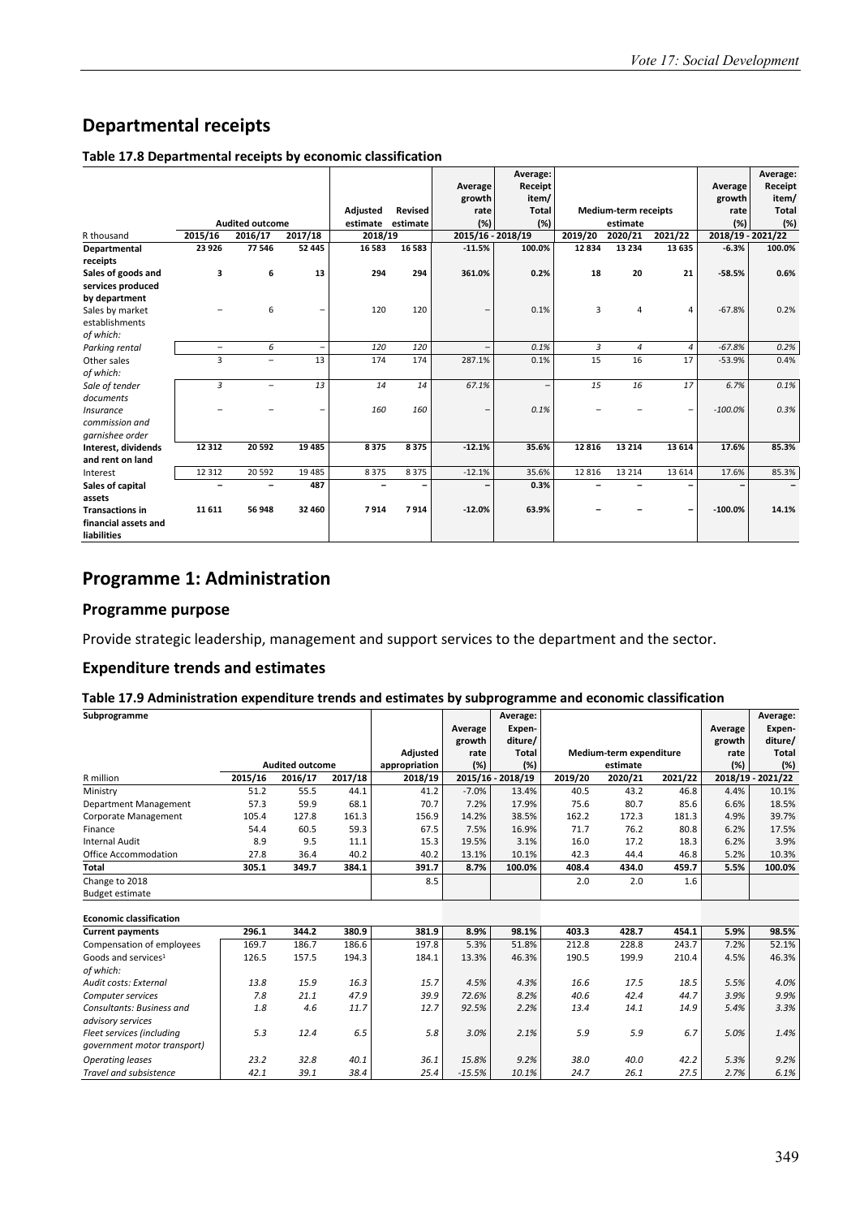## Departmental receipts

**Table 17.8 Departmental receipts by economic classification**

| R thousand | Audited outcome | | | Adjusted estimate | Revised estimate | Average growth rate (%) | Average: Receipt item/ Total (%) | Medium-term receipts estimate | | | Average growth rate (%) | Average: Receipt item/ Total (%) |
|---|---|---|---|---|---|---|---|---|---|---|---|---|
| | 2015/16 | 2016/17 | 2017/18 | 2018/19 | | 2015/16 - 2018/19 | | 2019/20 | 2020/21 | 2021/22 | 2018/19 - 2021/22 | |
| **Departmental receipts** | **23 926** | **77 546** | **52 445** | **16 583** | **16 583** | **-11.5%** | **100.0%** | **12 834** | **13 234** | **13 635** | **-6.3%** | **100.0%** |
| **Sales of goods and services produced by department** | **3** | **6** | **13** | **294** | **294** | **361.0%** | **0.2%** | **18** | **20** | **21** | **-58.5%** | **0.6%** |
| Sales by market establishments | – | 6 | – | 120 | 120 | – | 0.1% | 3 | 4 | 4 | -67.8% | 0.2% |
| *of which:* | | | | | | | | | | | | |
| *Parking rental* | *–* | *6* | *–* | *120* | *120* | *–* | *0.1%* | *3* | *4* | *4* | *-67.8%* | *0.2%* |
| Other sales | 3 | – | 13 | 174 | 174 | 287.1% | 0.1% | 15 | 16 | 17 | -53.9% | 0.4% |
| *of which:* | | | | | | | | | | | | |
| *Sale of tender documents* | *3* | *–* | *13* | *14* | *14* | *67.1%* | *–* | *15* | *16* | *17* | *6.7%* | *0.1%* |
| *Insurance commission and garnishee order* | *–* | *–* | *–* | *160* | *160* | *–* | *0.1%* | *–* | *–* | *–* | *-100.0%* | *0.3%* |
| **Interest, dividends and rent on land** | **12 312** | **20 592** | **19 485** | **8 375** | **8 375** | **-12.1%** | **35.6%** | **12 816** | **13 214** | **13 614** | **17.6%** | **85.3%** |
| Interest | 12 312 | 20 592 | 19 485 | 8 375 | 8 375 | -12.1% | 35.6% | 12 816 | 13 214 | 13 614 | 17.6% | 85.3% |
| **Sales of capital assets** | **–** | **–** | **487** | **–** | **–** | **–** | **0.3%** | **–** | **–** | **–** | **–** | **–** |
| **Transactions in financial assets and liabilities** | **11 611** | **56 948** | **32 460** | **7 914** | **7 914** | **-12.0%** | **63.9%** | **–** | **–** | **–** | **-100.0%** | **14.1%** |

# Programme 1: Administration

## Programme purpose

Provide strategic leadership, management and support services to the department and the sector.

## Expenditure trends and estimates

**Table 17.9 Administration expenditure trends and estimates by subprogramme and economic classification**

| Subprogramme | Audited outcome | | | Adjusted appropriation | Average growth rate (%) | Average: Expenditure/ Total (%) | Medium-term expenditure estimate | | | Average growth rate (%) | Average: Expenditure/ Total (%) |
|---|---|---|---|---|---|---|---|---|---|---|---|
| R million | 2015/16 | 2016/17 | 2017/18 | 2018/19 | 2015/16 - 2018/19 | | 2019/20 | 2020/21 | 2021/22 | 2018/19 - 2021/22 | |
| Ministry | 51.2 | 55.5 | 44.1 | 41.2 | -7.0% | 13.4% | 40.5 | 43.2 | 46.8 | 4.4% | 10.1% |
| Department Management | 57.3 | 59.9 | 68.1 | 70.7 | 7.2% | 17.9% | 75.6 | 80.7 | 85.6 | 6.6% | 18.5% |
| Corporate Management | 105.4 | 127.8 | 161.3 | 156.9 | 14.2% | 38.5% | 162.2 | 172.3 | 181.3 | 4.9% | 39.7% |
| Finance | 54.4 | 60.5 | 59.3 | 67.5 | 7.5% | 16.9% | 71.7 | 76.2 | 80.8 | 6.2% | 17.5% |
| Internal Audit | 8.9 | 9.5 | 11.1 | 15.3 | 19.5% | 3.1% | 16.0 | 17.2 | 18.3 | 6.2% | 3.9% |
| Office Accommodation | 27.8 | 36.4 | 40.2 | 40.2 | 13.1% | 10.1% | 42.3 | 44.4 | 46.8 | 5.2% | 10.3% |
| **Total** | **305.1** | **349.7** | **384.1** | **391.7** | **8.7%** | **100.0%** | **408.4** | **434.0** | **459.7** | **5.5%** | **100.0%** |
| Change to 2018 Budget estimate | | | | 8.5 | | | 2.0 | 2.0 | 1.6 | | |
| | | | | | | | | | | | |
| **Economic classification** | | | | | | | | | | | |
| **Current payments** | **296.1** | **344.2** | **380.9** | **381.9** | **8.9%** | **98.1%** | **403.3** | **428.7** | **454.1** | **5.9%** | **98.5%** |
| Compensation of employees | 169.7 | 186.7 | 186.6 | 197.8 | 5.3% | 51.8% | 212.8 | 228.8 | 243.7 | 7.2% | 52.1% |
| Goods and services[1] | 126.5 | 157.5 | 194.3 | 184.1 | 13.3% | 46.3% | 190.5 | 199.9 | 210.4 | 4.5% | 46.3% |
| *of which:* | | | | | | | | | | | |
| *Audit costs: External* | *13.8* | *15.9* | *16.3* | *15.7* | *4.5%* | *4.3%* | *16.6* | *17.5* | *18.5* | *5.5%* | *4.0%* |
| *Computer services* | *7.8* | *21.1* | *47.9* | *39.9* | *72.6%* | *8.2%* | *40.6* | *42.4* | *44.7* | *3.9%* | *9.9%* |
| *Consultants: Business and advisory services* | *1.8* | *4.6* | *11.7* | *12.7* | *92.5%* | *2.2%* | *13.4* | *14.1* | *14.9* | *5.4%* | *3.3%* |
| *Fleet services (including government motor transport)* | *5.3* | *12.4* | *6.5* | *5.8* | *3.0%* | *2.1%* | *5.9* | *5.9* | *6.7* | *5.0%* | *1.4%* |
| *Operating leases* | *23.2* | *32.8* | *40.1* | *36.1* | *15.8%* | *9.2%* | *38.0* | *40.0* | *42.2* | *5.3%* | *9.2%* |
| *Travel and subsistence* | *42.1* | *39.1* | *38.4* | *25.4* | *-15.5%* | *10.1%* | *24.7* | *26.1* | *27.5* | *2.7%* | *6.1%* |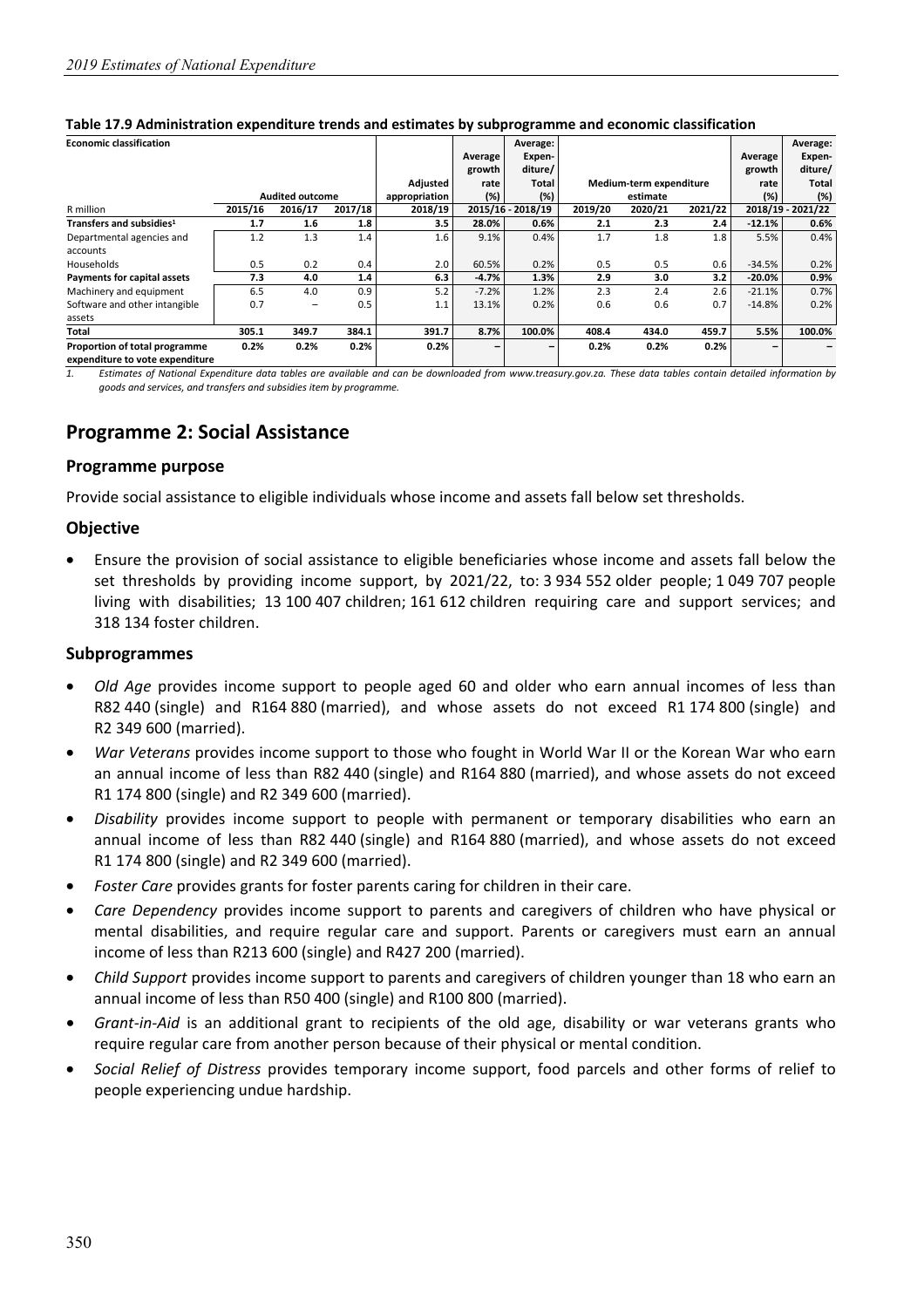**Table 17.9 Administration expenditure trends and estimates by subprogramme and economic classification**

| Economic classification | | | | | Average growth rate (%) | Average: Expen-diture/ Total (%) | | | | Average growth rate (%) | Average: Expen-diture/ Total (%) |
|---|---|---|---|---|---|---|---|---|---|---|---|
| | Audited outcome | | | Adjusted appropriation | | | Medium-term expenditure estimate | | | | |
| R million | 2015/16 | 2016/17 | 2017/18 | 2018/19 | 2015/16 - 2018/19 | | 2019/20 | 2020/21 | 2021/22 | 2018/19 - 2021/22 | |
| **Transfers and subsidies[1]** | **1.7** | **1.6** | **1.8** | **3.5** | **28.0%** | **0.6%** | **2.1** | **2.3** | **2.4** | **-12.1%** | **0.6%** |
| Departmental agencies and accounts | 1.2 | 1.3 | 1.4 | 1.6 | 9.1% | 0.4% | 1.7 | 1.8 | 1.8 | 5.5% | 0.4% |
| Households | 0.5 | 0.2 | 0.4 | 2.0 | 60.5% | 0.2% | 0.5 | 0.5 | 0.6 | -34.5% | 0.2% |
| **Payments for capital assets** | **7.3** | **4.0** | **1.4** | **6.3** | **-4.7%** | **1.3%** | **2.9** | **3.0** | **3.2** | **-20.0%** | **0.9%** |
| Machinery and equipment | 6.5 | 4.0 | 0.9 | 5.2 | -7.2% | 1.2% | 2.3 | 2.4 | 2.6 | -21.1% | 0.7% |
| Software and other intangible assets | 0.7 | – | 0.5 | 1.1 | 13.1% | 0.2% | 0.6 | 0.6 | 0.7 | -14.8% | 0.2% |
| **Total** | **305.1** | **349.7** | **384.1** | **391.7** | **8.7%** | **100.0%** | **408.4** | **434.0** | **459.7** | **5.5%** | **100.0%** |
| **Proportion of total programme expenditure to vote expenditure** | **0.2%** | **0.2%** | **0.2%** | **0.2%** | **–** | **–** | **0.2%** | **0.2%** | **0.2%** | **–** | **–** |

*1. Estimates of National Expenditure data tables are available and can be downloaded from www.treasury.gov.za. These data tables contain detailed information by goods and services, and transfers and subsidies item by programme.*

## Programme 2: Social Assistance

### Programme purpose

Provide social assistance to eligible individuals whose income and assets fall below set thresholds.

### Objective

- Ensure the provision of social assistance to eligible beneficiaries whose income and assets fall below the set thresholds by providing income support, by 2021/22, to: 3 934 552 older people; 1 049 707 people living with disabilities; 13 100 407 children; 161 612 children requiring care and support services; and 318 134 foster children.

### Subprogrammes

- *Old Age* provides income support to people aged 60 and older who earn annual incomes of less than R82 440 (single) and R164 880 (married), and whose assets do not exceed R1 174 800 (single) and R2 349 600 (married).
- *War Veterans* provides income support to those who fought in World War II or the Korean War who earn an annual income of less than R82 440 (single) and R164 880 (married), and whose assets do not exceed R1 174 800 (single) and R2 349 600 (married).
- *Disability* provides income support to people with permanent or temporary disabilities who earn an annual income of less than R82 440 (single) and R164 880 (married), and whose assets do not exceed R1 174 800 (single) and R2 349 600 (married).
- *Foster Care* provides grants for foster parents caring for children in their care.
- *Care Dependency* provides income support to parents and caregivers of children who have physical or mental disabilities, and require regular care and support. Parents or caregivers must earn an annual income of less than R213 600 (single) and R427 200 (married).
- *Child Support* provides income support to parents and caregivers of children younger than 18 who earn an annual income of less than R50 400 (single) and R100 800 (married).
- *Grant-in-Aid* is an additional grant to recipients of the old age, disability or war veterans grants who require regular care from another person because of their physical or mental condition.
- *Social Relief of Distress* provides temporary income support, food parcels and other forms of relief to people experiencing undue hardship.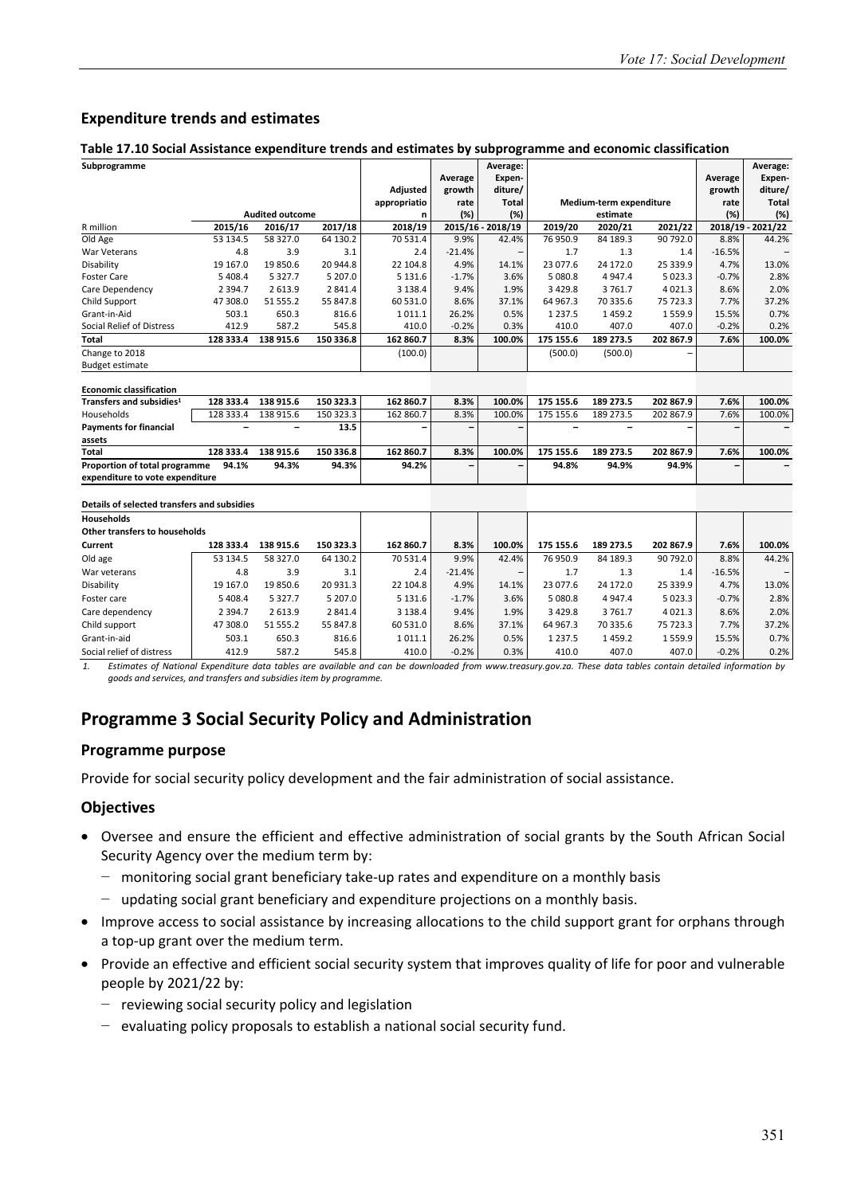## Expenditure trends and estimates

**Table 17.10 Social Assistance expenditure trends and estimates by subprogramme and economic classification**

| Subprogramme | Audited outcome | | | Adjusted appropriation | Average growth rate (%) | Average: Expenditure/Total (%) | Medium-term expenditure estimate | | | Average growth rate (%) | Average: Expenditure/Total (%) |
|---|---|---|---|---|---|---|---|---|---|---|---|
| R million | 2015/16 | 2016/17 | 2017/18 | 2018/19 | 2015/16 - 2018/19 | | 2019/20 | 2020/21 | 2021/22 | 2018/19 - 2021/22 | |
| Old Age | 53 134.5 | 58 327.0 | 64 130.2 | 70 531.4 | 9.9% | 42.4% | 76 950.9 | 84 189.3 | 90 792.0 | 8.8% | 44.2% |
| War Veterans | 4.8 | 3.9 | 3.1 | 2.4 | -21.4% | – | 1.7 | 1.3 | 1.4 | -16.5% | – |
| Disability | 19 167.0 | 19 850.6 | 20 944.8 | 22 104.8 | 4.9% | 14.1% | 23 077.6 | 24 172.0 | 25 339.9 | 4.7% | 13.0% |
| Foster Care | 5 408.4 | 5 327.7 | 5 207.0 | 5 131.6 | -1.7% | 3.6% | 5 080.8 | 4 947.4 | 5 023.3 | -0.7% | 2.8% |
| Care Dependency | 2 394.7 | 2 613.9 | 2 841.4 | 3 138.4 | 9.4% | 1.9% | 3 429.8 | 3 761.7 | 4 021.3 | 8.6% | 2.0% |
| Child Support | 47 308.0 | 51 555.2 | 55 847.8 | 60 531.0 | 8.6% | 37.1% | 64 967.3 | 70 335.6 | 75 723.3 | 7.7% | 37.2% |
| Grant-in-Aid | 503.1 | 650.3 | 816.6 | 1 011.1 | 26.2% | 0.5% | 1 237.5 | 1 459.2 | 1 559.9 | 15.5% | 0.7% |
| Social Relief of Distress | 412.9 | 587.2 | 545.8 | 410.0 | -0.2% | 0.3% | 410.0 | 407.0 | 407.0 | -0.2% | 0.2% |
| **Total** | **128 333.4** | **138 915.6** | **150 336.8** | **162 860.7** | **8.3%** | **100.0%** | **175 155.6** | **189 273.5** | **202 867.9** | **7.6%** | **100.0%** |
| Change to 2018 Budget estimate | | | | (100.0) | | | (500.0) | (500.0) | – | | |
| | | | | | | | | | | | |
| **Economic classification** | | | | | | | | | | | |
| **Transfers and subsidies[1]** | **128 333.4** | **138 915.6** | **150 323.3** | **162 860.7** | **8.3%** | **100.0%** | **175 155.6** | **189 273.5** | **202 867.9** | **7.6%** | **100.0%** |
| Households | 128 333.4 | 138 915.6 | 150 323.3 | 162 860.7 | 8.3% | 100.0% | 175 155.6 | 189 273.5 | 202 867.9 | 7.6% | 100.0% |
| **Payments for financial assets** | **–** | **–** | **13.5** | **–** | **–** | **–** | **–** | **–** | **–** | **–** | **–** |
| **Total** | **128 333.4** | **138 915.6** | **150 336.8** | **162 860.7** | **8.3%** | **100.0%** | **175 155.6** | **189 273.5** | **202 867.9** | **7.6%** | **100.0%** |
| **Proportion of total programme expenditure to vote expenditure** | **94.1%** | **94.3%** | **94.3%** | **94.2%** | **–** | **–** | **94.8%** | **94.9%** | **94.9%** | **–** | **–** |
| | | | | | | | | | | | |
| **Details of selected transfers and subsidies** | | | | | | | | | | | |
| **Households** | | | | | | | | | | | |
| **Other transfers to households** | | | | | | | | | | | |
| **Current** | **128 333.4** | **138 915.6** | **150 323.3** | **162 860.7** | **8.3%** | **100.0%** | **175 155.6** | **189 273.5** | **202 867.9** | **7.6%** | **100.0%** |
| Old age | 53 134.5 | 58 327.0 | 64 130.2 | 70 531.4 | 9.9% | 42.4% | 76 950.9 | 84 189.3 | 90 792.0 | 8.8% | 44.2% |
| War veterans | 4.8 | 3.9 | 3.1 | 2.4 | -21.4% | – | 1.7 | 1.3 | 1.4 | -16.5% | – |
| Disability | 19 167.0 | 19 850.6 | 20 931.3 | 22 104.8 | 4.9% | 14.1% | 23 077.6 | 24 172.0 | 25 339.9 | 4.7% | 13.0% |
| Foster care | 5 408.4 | 5 327.7 | 5 207.0 | 5 131.6 | -1.7% | 3.6% | 5 080.8 | 4 947.4 | 5 023.3 | -0.7% | 2.8% |
| Care dependency | 2 394.7 | 2 613.9 | 2 841.4 | 3 138.4 | 9.4% | 1.9% | 3 429.8 | 3 761.7 | 4 021.3 | 8.6% | 2.0% |
| Child support | 47 308.0 | 51 555.2 | 55 847.8 | 60 531.0 | 8.6% | 37.1% | 64 967.3 | 70 335.6 | 75 723.3 | 7.7% | 37.2% |
| Grant-in-aid | 503.1 | 650.3 | 816.6 | 1 011.1 | 26.2% | 0.5% | 1 237.5 | 1 459.2 | 1 559.9 | 15.5% | 0.7% |
| Social relief of distress | 412.9 | 587.2 | 545.8 | 410.0 | -0.2% | 0.3% | 410.0 | 407.0 | 407.0 | -0.2% | 0.2% |

1. *Estimates of National Expenditure data tables are available and can be downloaded from www.treasury.gov.za. These data tables contain detailed information by goods and services, and transfers and subsidies item by programme.*

# Programme 3 Social Security Policy and Administration

## Programme purpose

Provide for social security policy development and the fair administration of social assistance.

## Objectives

- Oversee and ensure the efficient and effective administration of social grants by the South African Social Security Agency over the medium term by:
  - monitoring social grant beneficiary take-up rates and expenditure on a monthly basis
  - updating social grant beneficiary and expenditure projections on a monthly basis.
- Improve access to social assistance by increasing allocations to the child support grant for orphans through a top-up grant over the medium term.
- Provide an effective and efficient social security system that improves quality of life for poor and vulnerable people by 2021/22 by:
  - reviewing social security policy and legislation
  - evaluating policy proposals to establish a national social security fund.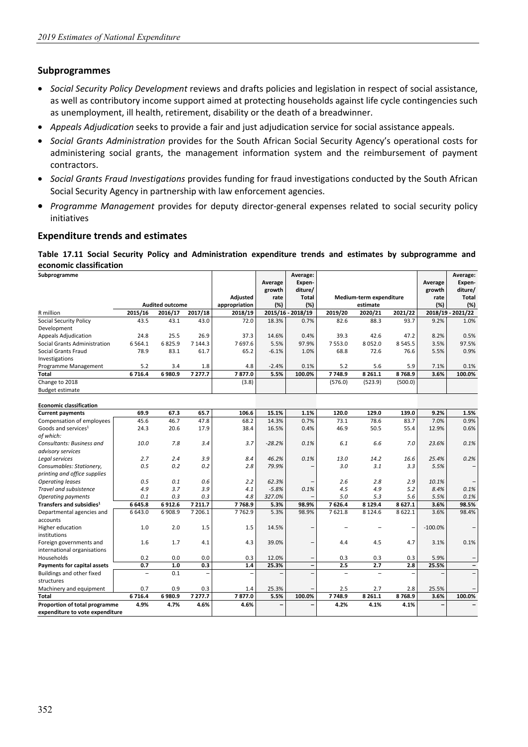## Subprogrammes

- *Social Security Policy Development* reviews and drafts policies and legislation in respect of social assistance, as well as contributory income support aimed at protecting households against life cycle contingencies such as unemployment, ill health, retirement, disability or the death of a breadwinner.
- *Appeals Adjudication* seeks to provide a fair and just adjudication service for social assistance appeals.
- *Social Grants Administration* provides for the South African Social Security Agency's operational costs for administering social grants, the management information system and the reimbursement of payment contractors.
- *Social Grants Fraud Investigations* provides funding for fraud investigations conducted by the South African Social Security Agency in partnership with law enforcement agencies.
- *Programme Management* provides for deputy director-general expenses related to social security policy initiatives

## Expenditure trends and estimates

**Table 17.11 Social Security Policy and Administration expenditure trends and estimates by subprogramme and economic classification**

| Subprogramme | Audited outcome | | | Adjusted appropriation | Average growth rate (%) | Average: Expenditure/ Total (%) | Medium-term expenditure estimate | | | Average growth rate (%) | Average: Expenditure/ Total (%) |
|---|---|---|---|---|---|---|---|---|---|---|---|
| R million | 2015/16 | 2016/17 | 2017/18 | 2018/19 | 2015/16 - 2018/19 | | 2019/20 | 2020/21 | 2021/22 | 2018/19 - 2021/22 | |
| Social Security Policy Development | 43.5 | 43.1 | 43.0 | 72.0 | 18.3% | 0.7% | 82.6 | 88.3 | 93.7 | 9.2% | 1.0% |
| Appeals Adjudication | 24.8 | 25.5 | 26.9 | 37.3 | 14.6% | 0.4% | 39.3 | 42.6 | 47.2 | 8.2% | 0.5% |
| Social Grants Administration | 6 564.1 | 6 825.9 | 7 144.3 | 7 697.6 | 5.5% | 97.9% | 7 553.0 | 8 052.0 | 8 545.5 | 3.5% | 97.5% |
| Social Grants Fraud Investigations | 78.9 | 83.1 | 61.7 | 65.2 | -6.1% | 1.0% | 68.8 | 72.6 | 76.6 | 5.5% | 0.9% |
| Programme Management | 5.2 | 3.4 | 1.8 | 4.8 | -2.4% | 0.1% | 5.2 | 5.6 | 5.9 | 7.1% | 0.1% |
| **Total** | **6 716.4** | **6 980.9** | **7 277.7** | **7 877.0** | **5.5%** | **100.0%** | **7 748.9** | **8 261.1** | **8 768.9** | **3.6%** | **100.0%** |
| Change to 2018 Budget estimate | | | | (3.8) | | | (576.0) | (523.9) | (500.0) | | |
| | | | | | | | | | | | |
| **Economic classification** | | | | | | | | | | | |
| **Current payments** | **69.9** | **67.3** | **65.7** | **106.6** | **15.1%** | **1.1%** | **120.0** | **129.0** | **139.0** | **9.2%** | **1.5%** |
| Compensation of employees | 45.6 | 46.7 | 47.8 | 68.2 | 14.3% | 0.7% | 73.1 | 78.6 | 83.7 | 7.0% | 0.9% |
| Goods and services[1] | 24.3 | 20.6 | 17.9 | 38.4 | 16.5% | 0.4% | 46.9 | 50.5 | 55.4 | 12.9% | 0.6% |
| *of which:* | | | | | | | | | | | |
| *Consultants: Business and advisory services* | *10.0* | *7.8* | *3.4* | *3.7* | *-28.2%* | *0.1%* | *6.1* | *6.6* | *7.0* | *23.6%* | *0.1%* |
| *Legal services* | *2.7* | *2.4* | *3.9* | *8.4* | *46.2%* | *0.1%* | *13.0* | *14.2* | *16.6* | *25.4%* | *0.2%* |
| *Consumables: Stationery, printing and office supplies* | *0.5* | *0.2* | *0.2* | *2.8* | *79.9%* | – | *3.0* | *3.1* | *3.3* | *5.5%* | – |
| *Operating leases* | *0.5* | *0.1* | *0.6* | *2.2* | *62.3%* | – | *2.6* | *2.8* | *2.9* | *10.1%* | – |
| *Travel and subsistence* | *4.9* | *3.7* | *3.9* | *4.1* | *-5.8%* | *0.1%* | *4.5* | *4.9* | *5.2* | *8.4%* | *0.1%* |
| *Operating payments* | *0.1* | *0.3* | *0.3* | *4.8* | *327.0%* | – | *5.0* | *5.3* | *5.6* | *5.5%* | *0.1%* |
| **Transfers and subsidies[1]** | **6 645.8** | **6 912.6** | **7 211.7** | **7 768.9** | **5.3%** | **98.9%** | **7 626.4** | **8 129.4** | **8 627.1** | **3.6%** | **98.5%** |
| Departmental agencies and accounts | 6 643.0 | 6 908.9 | 7 206.1 | 7 762.9 | 5.3% | 98.9% | 7 621.8 | 8 124.6 | 8 622.1 | 3.6% | 98.4% |
| Higher education institutions | 1.0 | 2.0 | 1.5 | 1.5 | 14.5% | – | – | – | – | -100.0% | – |
| Foreign governments and international organisations | 1.6 | 1.7 | 4.1 | 4.3 | 39.0% | – | 4.4 | 4.5 | 4.7 | 3.1% | 0.1% |
| Households | 0.2 | 0.0 | 0.0 | 0.3 | 12.0% | – | 0.3 | 0.3 | 0.3 | 5.9% | – |
| **Payments for capital assets** | **0.7** | **1.0** | **0.3** | **1.4** | **25.3%** | **–** | **2.5** | **2.7** | **2.8** | **25.5%** | **–** |
| Buildings and other fixed structures | – | 0.1 | – | – | – | – | – | – | – | – | – |
| Machinery and equipment | 0.7 | 0.9 | 0.3 | 1.4 | 25.3% | – | 2.5 | 2.7 | 2.8 | 25.5% | – |
| **Total** | **6 716.4** | **6 980.9** | **7 277.7** | **7 877.0** | **5.5%** | **100.0%** | **7 748.9** | **8 261.1** | **8 768.9** | **3.6%** | **100.0%** |
| **Proportion of total programme expenditure to vote expenditure** | **4.9%** | **4.7%** | **4.6%** | **4.6%** | **–** | **–** | **4.2%** | **4.1%** | **4.1%** | **–** | **–** |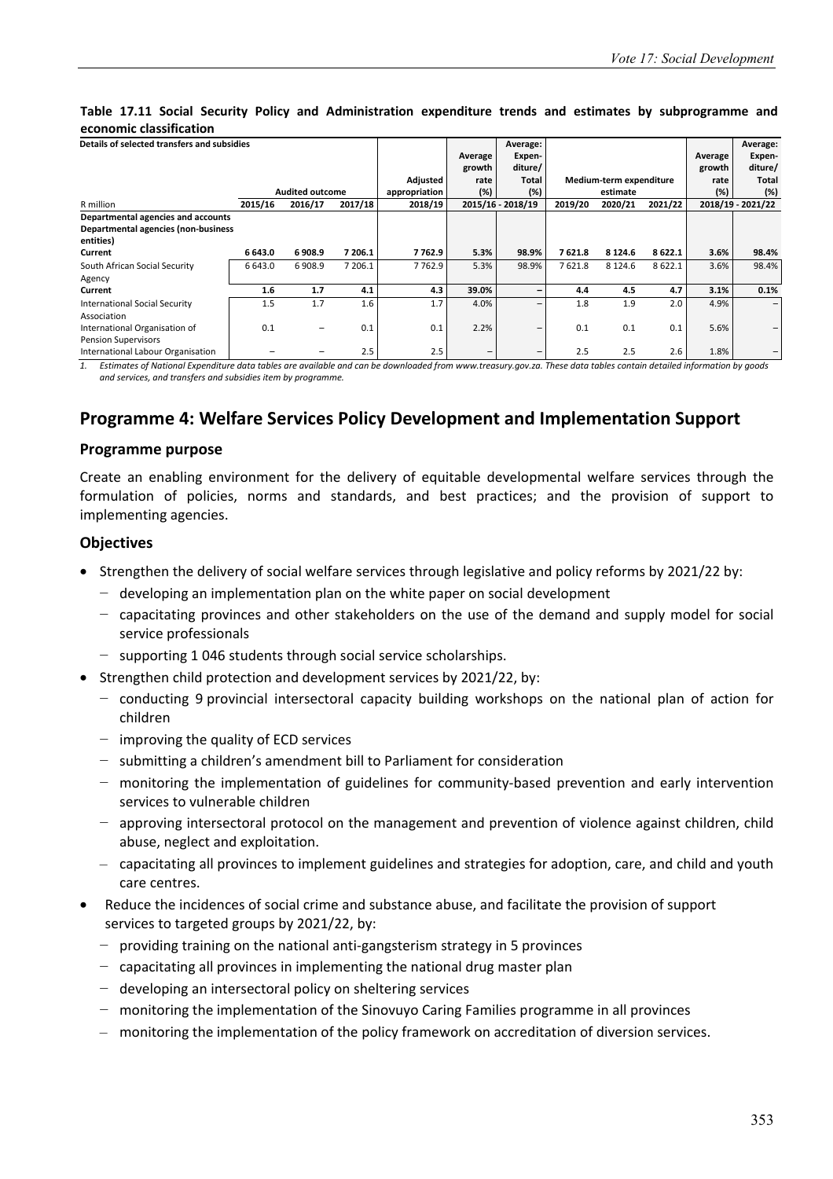**Table 17.11 Social Security Policy and Administration expenditure trends and estimates by subprogramme and economic classification**

| Details of selected transfers and subsidies | Audited outcome | | | Adjusted appropriation | Average growth rate (%) | Average: Expenditure/ Total (%) | Medium-term expenditure estimate | | | Average growth rate (%) | Average: Expenditure/ Total (%) |
|---|---|---|---|---|---|---|---|---|---|---|---|
| R million | 2015/16 | 2016/17 | 2017/18 | 2018/19 | 2015/16 - 2018/19 | | 2019/20 | 2020/21 | 2021/22 | 2018/19 - 2021/22 | |
| **Departmental agencies and accounts** | | | | | | | | | | | |
| **Departmental agencies (non-business entities)** | | | | | | | | | | | |
| **Current** | **6 643.0** | **6 908.9** | **7 206.1** | **7 762.9** | **5.3%** | **98.9%** | **7 621.8** | **8 124.6** | **8 622.1** | **3.6%** | **98.4%** |
| South African Social Security Agency | 6 643.0 | 6 908.9 | 7 206.1 | 7 762.9 | 5.3% | 98.9% | 7 621.8 | 8 124.6 | 8 622.1 | 3.6% | 98.4% |
| **Current** | **1.6** | **1.7** | **4.1** | **4.3** | **39.0%** | **–** | **4.4** | **4.5** | **4.7** | **3.1%** | **0.1%** |
| International Social Security Association | 1.5 | 1.7 | 1.6 | 1.7 | 4.0% | – | 1.8 | 1.9 | 2.0 | 4.9% | – |
| International Organisation of Pension Supervisors | 0.1 | – | 0.1 | 0.1 | 2.2% | – | 0.1 | 0.1 | 0.1 | 5.6% | – |
| International Labour Organisation | – | – | 2.5 | 2.5 | – | – | 2.5 | 2.5 | 2.6 | 1.8% | – |

*1. Estimates of National Expenditure data tables are available and can be downloaded from www.treasury.gov.za. These data tables contain detailed information by goods and services, and transfers and subsidies item by programme.*

## Programme 4: Welfare Services Policy Development and Implementation Support

### Programme purpose

Create an enabling environment for the delivery of equitable developmental welfare services through the formulation of policies, norms and standards, and best practices; and the provision of support to implementing agencies.

### Objectives

- Strengthen the delivery of social welfare services through legislative and policy reforms by 2021/22 by:
  - developing an implementation plan on the white paper on social development
  - capacitating provinces and other stakeholders on the use of the demand and supply model for social service professionals
  - supporting 1 046 students through social service scholarships.
- Strengthen child protection and development services by 2021/22, by:
  - conducting 9 provincial intersectoral capacity building workshops on the national plan of action for children
  - improving the quality of ECD services
  - submitting a children's amendment bill to Parliament for consideration
  - monitoring the implementation of guidelines for community-based prevention and early intervention services to vulnerable children
  - approving intersectoral protocol on the management and prevention of violence against children, child abuse, neglect and exploitation.
  - capacitating all provinces to implement guidelines and strategies for adoption, care, and child and youth care centres.
- Reduce the incidences of social crime and substance abuse, and facilitate the provision of support services to targeted groups by 2021/22, by:
  - providing training on the national anti-gangsterism strategy in 5 provinces
  - capacitating all provinces in implementing the national drug master plan
  - developing an intersectoral policy on sheltering services
  - monitoring the implementation of the Sinovuyo Caring Families programme in all provinces
  - monitoring the implementation of the policy framework on accreditation of diversion services.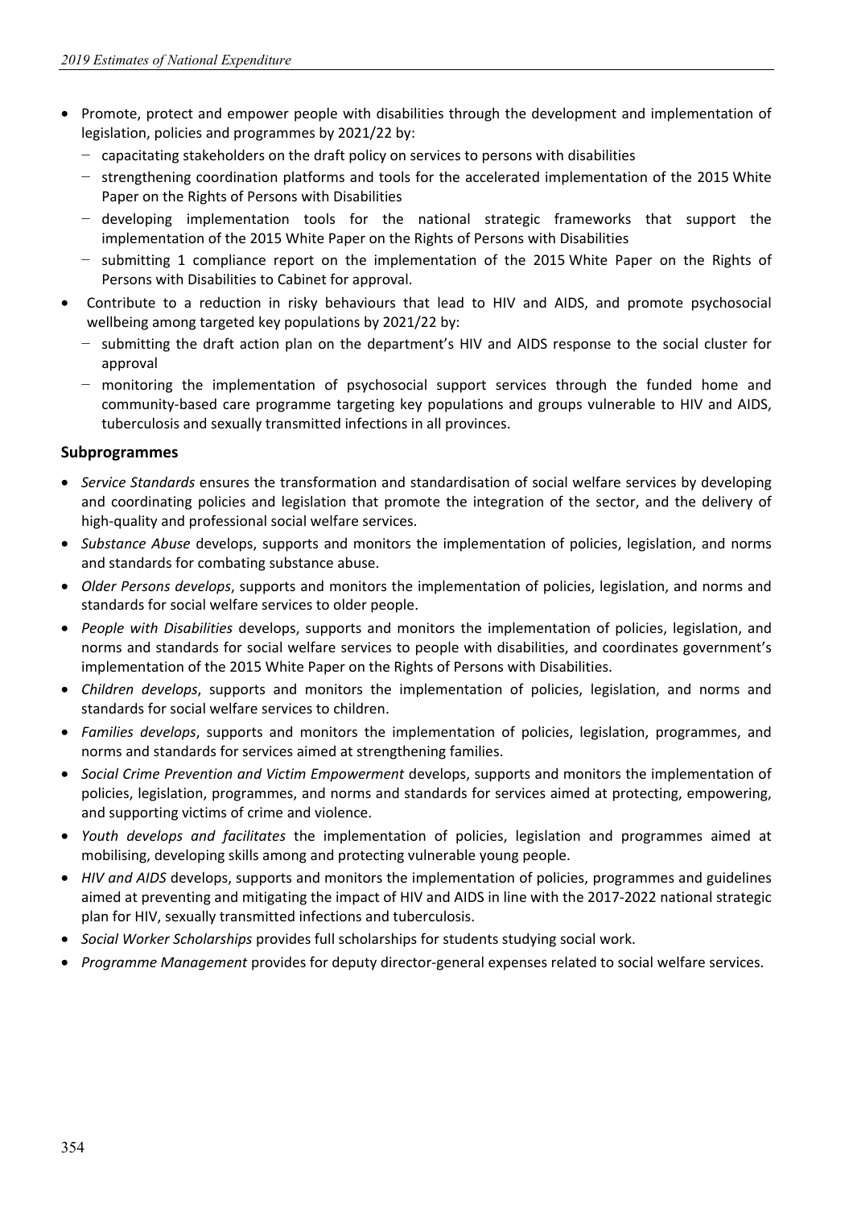- Promote, protect and empower people with disabilities through the development and implementation of legislation, policies and programmes by 2021/22 by:
  - capacitating stakeholders on the draft policy on services to persons with disabilities
  - strengthening coordination platforms and tools for the accelerated implementation of the 2015 White Paper on the Rights of Persons with Disabilities
  - developing implementation tools for the national strategic frameworks that support the implementation of the 2015 White Paper on the Rights of Persons with Disabilities
  - submitting 1 compliance report on the implementation of the 2015 White Paper on the Rights of Persons with Disabilities to Cabinet for approval.
- Contribute to a reduction in risky behaviours that lead to HIV and AIDS, and promote psychosocial wellbeing among targeted key populations by 2021/22 by:
  - submitting the draft action plan on the department's HIV and AIDS response to the social cluster for approval
  - monitoring the implementation of psychosocial support services through the funded home and community-based care programme targeting key populations and groups vulnerable to HIV and AIDS, tuberculosis and sexually transmitted infections in all provinces.

## Subprogrammes

- *Service Standards* ensures the transformation and standardisation of social welfare services by developing and coordinating policies and legislation that promote the integration of the sector, and the delivery of high-quality and professional social welfare services.
- *Substance Abuse* develops, supports and monitors the implementation of policies, legislation, and norms and standards for combating substance abuse.
- *Older Persons develops*, supports and monitors the implementation of policies, legislation, and norms and standards for social welfare services to older people.
- *People with Disabilities* develops, supports and monitors the implementation of policies, legislation, and norms and standards for social welfare services to people with disabilities, and coordinates government's implementation of the 2015 White Paper on the Rights of Persons with Disabilities.
- *Children develops*, supports and monitors the implementation of policies, legislation, and norms and standards for social welfare services to children.
- *Families develops*, supports and monitors the implementation of policies, legislation, programmes, and norms and standards for services aimed at strengthening families.
- *Social Crime Prevention and Victim Empowerment* develops, supports and monitors the implementation of policies, legislation, programmes, and norms and standards for services aimed at protecting, empowering, and supporting victims of crime and violence.
- *Youth develops and facilitates* the implementation of policies, legislation and programmes aimed at mobilising, developing skills among and protecting vulnerable young people.
- *HIV and AIDS* develops, supports and monitors the implementation of policies, programmes and guidelines aimed at preventing and mitigating the impact of HIV and AIDS in line with the 2017-2022 national strategic plan for HIV, sexually transmitted infections and tuberculosis.
- *Social Worker Scholarships* provides full scholarships for students studying social work.
- *Programme Management* provides for deputy director-general expenses related to social welfare services.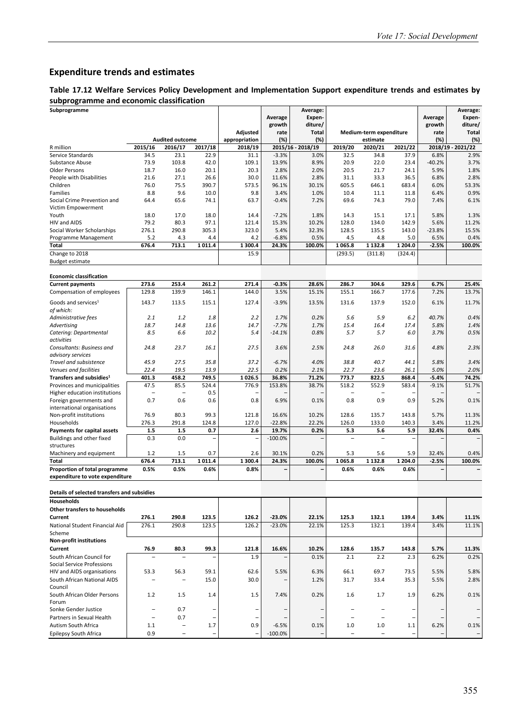## Expenditure trends and estimates

### Table 17.12 Welfare Services Policy Development and Implementation Support expenditure trends and estimates by subprogramme and economic classification

| Subprogramme | Audited outcome | | | Adjusted appropriation | Average growth rate (%) | Average: Expen-diture/ Total (%) | Medium-term expenditure estimate | | | Average growth rate (%) | Average: Expen-diture/ Total (%) |
|---|---|---|---|---|---|---|---|---|---|---|---|
| R million | 2015/16 | 2016/17 | 2017/18 | 2018/19 | 2015/16 - 2018/19 | | 2019/20 | 2020/21 | 2021/22 | 2018/19 - 2021/22 | |
| Service Standards | 34.5 | 23.1 | 22.9 | 31.1 | -3.3% | 3.0% | 32.5 | 34.8 | 37.9 | 6.8% | 2.9% |
| Substance Abuse | 73.9 | 103.8 | 42.0 | 109.1 | 13.9% | 8.9% | 20.9 | 22.0 | 23.4 | -40.2% | 3.7% |
| Older Persons | 18.7 | 16.0 | 20.1 | 20.3 | 2.8% | 2.0% | 20.5 | 21.7 | 24.1 | 5.9% | 1.8% |
| People with Disabilities | 21.6 | 27.1 | 26.6 | 30.0 | 11.6% | 2.8% | 31.1 | 33.3 | 36.5 | 6.8% | 2.8% |
| Children | 76.0 | 75.5 | 390.7 | 573.5 | 96.1% | 30.1% | 605.5 | 646.1 | 683.4 | 6.0% | 53.3% |
| Families | 8.8 | 9.6 | 10.0 | 9.8 | 3.4% | 1.0% | 10.4 | 11.1 | 11.8 | 6.4% | 0.9% |
| Social Crime Prevention and Victim Empowerment | 64.4 | 65.6 | 74.1 | 63.7 | -0.4% | 7.2% | 69.6 | 74.3 | 79.0 | 7.4% | 6.1% |
| Youth | 18.0 | 17.0 | 18.0 | 14.4 | -7.2% | 1.8% | 14.3 | 15.1 | 17.1 | 5.8% | 1.3% |
| HIV and AIDS | 79.2 | 80.3 | 97.1 | 121.4 | 15.3% | 10.2% | 128.0 | 134.0 | 142.9 | 5.6% | 11.2% |
| Social Worker Scholarships | 276.1 | 290.8 | 305.3 | 323.0 | 5.4% | 32.3% | 128.5 | 135.5 | 143.0 | -23.8% | 15.5% |
| Programme Management | 5.2 | 4.3 | 4.4 | 4.2 | -6.8% | 0.5% | 4.5 | 4.8 | 5.0 | 6.5% | 0.4% |
| **Total** | **676.4** | **713.1** | **1 011.4** | **1 300.4** | **24.3%** | **100.0%** | **1 065.8** | **1 132.8** | **1 204.0** | **-2.5%** | **100.0%** |
| Change to 2018 Budget estimate | | | | 15.9 | | | (293.5) | (311.8) | (324.4) | | |
| | | | | | | | | | | | |
| **Economic classification** | | | | | | | | | | | |
| **Current payments** | **273.6** | **253.4** | **261.2** | **271.4** | **-0.3%** | **28.6%** | **286.7** | **304.6** | **329.6** | **6.7%** | **25.4%** |
| Compensation of employees | 129.8 | 139.9 | 146.1 | 144.0 | 3.5% | 15.1% | 155.1 | 166.7 | 177.6 | 7.2% | 13.7% |
| Goods and services[1] | 143.7 | 113.5 | 115.1 | 127.4 | -3.9% | 13.5% | 131.6 | 137.9 | 152.0 | 6.1% | 11.7% |
| *of which:* | | | | | | | | | | | |
| *Administrative fees* | *2.1* | *1.2* | *1.8* | *2.2* | *1.7%* | *0.2%* | *5.6* | *5.9* | *6.2* | *40.7%* | *0.4%* |
| *Advertising* | *18.7* | *14.8* | *13.6* | *14.7* | *-7.7%* | *1.7%* | *15.4* | *16.4* | *17.4* | *5.8%* | *1.4%* |
| *Catering: Departmental activities* | *8.5* | *6.6* | *10.2* | *5.4* | *-14.1%* | *0.8%* | *5.7* | *5.7* | *6.0* | *3.7%* | *0.5%* |
| *Consultants: Business and advisory services* | *24.8* | *23.7* | *16.1* | *27.5* | *3.6%* | *2.5%* | *24.8* | *26.0* | *31.6* | *4.8%* | *2.3%* |
| *Travel and subsistence* | *45.9* | *27.5* | *35.8* | *37.2* | *-6.7%* | *4.0%* | *38.8* | *40.7* | *44.1* | *5.8%* | *3.4%* |
| *Venues and facilities* | *22.4* | *19.5* | *13.9* | *22.5* | *0.2%* | *2.1%* | *22.7* | *23.6* | *26.1* | *5.0%* | *2.0%* |
| **Transfers and subsidies[1]** | **401.3** | **458.2** | **749.5** | **1 026.5** | **36.8%** | **71.2%** | **773.7** | **822.5** | **868.4** | **-5.4%** | **74.2%** |
| Provinces and municipalities | 47.5 | 85.5 | 524.4 | 776.9 | 153.8% | 38.7% | 518.2 | 552.9 | 583.4 | -9.1% | 51.7% |
| Higher education institutions | – | – | 0.5 | – | – | – | – | – | – | – | – |
| Foreign governments and international organisations | 0.7 | 0.6 | 0.6 | 0.8 | 6.9% | 0.1% | 0.8 | 0.9 | 0.9 | 5.2% | 0.1% |
| Non-profit institutions | 76.9 | 80.3 | 99.3 | 121.8 | 16.6% | 10.2% | 128.6 | 135.7 | 143.8 | 5.7% | 11.3% |
| Households | 276.3 | 291.8 | 124.8 | 127.0 | -22.8% | 22.2% | 126.0 | 133.0 | 140.3 | 3.4% | 11.2% |
| **Payments for capital assets** | **1.5** | **1.5** | **0.7** | **2.6** | **19.7%** | **0.2%** | **5.3** | **5.6** | **5.9** | **32.4%** | **0.4%** |
| Buildings and other fixed structures | 0.3 | 0.0 | – | – | -100.0% | – | – | – | – | – | – |
| Machinery and equipment | 1.2 | 1.5 | 0.7 | 2.6 | 30.1% | 0.2% | 5.3 | 5.6 | 5.9 | 32.4% | 0.4% |
| **Total** | **676.4** | **713.1** | **1 011.4** | **1 300.4** | **24.3%** | **100.0%** | **1 065.8** | **1 132.8** | **1 204.0** | **-2.5%** | **100.0%** |
| **Proportion of total programme expenditure to vote expenditure** | **0.5%** | **0.5%** | **0.6%** | **0.8%** | **–** | **–** | **0.6%** | **0.6%** | **0.6%** | **–** | **–** |
| | | | | | | | | | | | |
| **Details of selected transfers and subsidies** | | | | | | | | | | | |
| **Households** | | | | | | | | | | | |
| **Other transfers to households** | | | | | | | | | | | |
| **Current** | **276.1** | **290.8** | **123.5** | **126.2** | **-23.0%** | **22.1%** | **125.3** | **132.1** | **139.4** | **3.4%** | **11.1%** |
| National Student Financial Aid Scheme | 276.1 | 290.8 | 123.5 | 126.2 | -23.0% | 22.1% | 125.3 | 132.1 | 139.4 | 3.4% | 11.1% |
| **Non-profit institutions** | | | | | | | | | | | |
| **Current** | **76.9** | **80.3** | **99.3** | **121.8** | **16.6%** | **10.2%** | **128.6** | **135.7** | **143.8** | **5.7%** | **11.3%** |
| South African Council for Social Service Professions | – | – | – | 1.9 | – | 0.1% | 2.1 | 2.2 | 2.3 | 6.2% | 0.2% |
| HIV and AIDS organisations | 53.3 | 56.3 | 59.1 | 62.6 | 5.5% | 6.3% | 66.1 | 69.7 | 73.5 | 5.5% | 5.8% |
| South African National AIDS Council | – | – | 15.0 | 30.0 | – | 1.2% | 31.7 | 33.4 | 35.3 | 5.5% | 2.8% |
| South African Older Persons Forum | 1.2 | 1.5 | 1.4 | 1.5 | 7.4% | 0.2% | 1.6 | 1.7 | 1.9 | 6.2% | 0.1% |
| Sonke Gender Justice | – | 0.7 | – | – | – | – | – | – | – | – | – |
| Partners in Sexual Health | – | 0.7 | – | – | – | – | – | – | – | – | – |
| Autism South Africa | 1.1 | – | 1.7 | 0.9 | -6.5% | 0.1% | 1.0 | 1.0 | 1.1 | 6.2% | 0.1% |
| Epilepsy South Africa | 0.9 | – | – | – | -100.0% | – | – | – | – | – | – |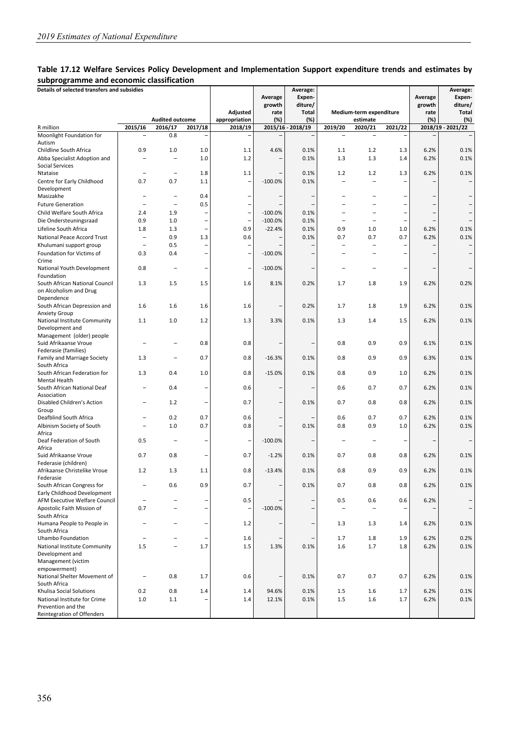## Table 17.12 Welfare Services Policy Development and Implementation Support expenditure trends and estimates by subprogramme and economic classification

| Details of selected transfers and subsidies | | | | | Average growth rate (%) | Average: Expen-diture/ Total (%) | | | | Average growth rate (%) | Average: Expen-diture/ Total (%) |
|---|---|---|---|---|---|---|---|---|---|---|---|
| | Audited outcome | | | Adjusted appropriation | | | Medium-term expenditure estimate | | | | |
| R million | 2015/16 | 2016/17 | 2017/18 | 2018/19 | 2015/16 - 2018/19 | | 2019/20 | 2020/21 | 2021/22 | 2018/19 - 2021/22 | |
| Moonlight Foundation for Autism | – | 0.8 | – | – | – | – | – | – | – | – | – |
| Childline South Africa | 0.9 | 1.0 | 1.0 | 1.1 | 4.6% | 0.1% | 1.1 | 1.2 | 1.3 | 6.2% | 0.1% |
| Abba Specialist Adoption and Social Services | – | – | 1.0 | 1.2 | – | 0.1% | 1.3 | 1.3 | 1.4 | 6.2% | 0.1% |
| Ntataise | – | – | 1.8 | 1.1 | – | 0.1% | 1.2 | 1.2 | 1.3 | 6.2% | 0.1% |
| Centre for Early Childhood Development | 0.7 | 0.7 | 1.1 | – | -100.0% | 0.1% | – | – | – | – | – |
| Masizakhe | – | – | 0.4 | – | – | – | – | – | – | – | – |
| Future Generation | – | – | 0.5 | – | – | – | – | – | – | – | – |
| Child Welfare South Africa | 2.4 | 1.9 | – | – | -100.0% | 0.1% | – | – | – | – | – |
| Die Ondersteuningsraad | 0.9 | 1.0 | – | – | -100.0% | 0.1% | – | – | – | – | – |
| Lifeline South Africa | 1.8 | 1.3 | – | 0.9 | -22.4% | 0.1% | 0.9 | 1.0 | 1.0 | 6.2% | 0.1% |
| National Peace Accord Trust | – | 0.9 | 1.3 | 0.6 | – | 0.1% | 0.7 | 0.7 | 0.7 | 6.2% | 0.1% |
| Khulumani support group | – | 0.5 | – | – | – | – | – | – | – | – | – |
| Foundation for Victims of Crime | 0.3 | 0.4 | – | – | -100.0% | – | – | – | – | – | – |
| National Youth Development Foundation | 0.8 | – | – | – | -100.0% | – | – | – | – | – | – |
| South African National Council on Alcoholism and Drug Dependence | 1.3 | 1.5 | 1.5 | 1.6 | 8.1% | 0.2% | 1.7 | 1.8 | 1.9 | 6.2% | 0.2% |
| South African Depression and Anxiety Group | 1.6 | 1.6 | 1.6 | 1.6 | – | 0.2% | 1.7 | 1.8 | 1.9 | 6.2% | 0.1% |
| National Institute Community Development and Management (older) people | 1.1 | 1.0 | 1.2 | 1.3 | 3.3% | 0.1% | 1.3 | 1.4 | 1.5 | 6.2% | 0.1% |
| Suid Afrikaanse Vroue Federasie (families) | – | – | 0.8 | 0.8 | – | – | 0.8 | 0.9 | 0.9 | 6.1% | 0.1% |
| Family and Marriage Society South Africa | 1.3 | – | 0.7 | 0.8 | -16.3% | 0.1% | 0.8 | 0.9 | 0.9 | 6.3% | 0.1% |
| South African Federation for Mental Health | 1.3 | 0.4 | 1.0 | 0.8 | -15.0% | 0.1% | 0.8 | 0.9 | 1.0 | 6.2% | 0.1% |
| South African National Deaf Association | – | 0.4 | – | 0.6 | – | – | 0.6 | 0.7 | 0.7 | 6.2% | 0.1% |
| Disabled Children's Action Group | – | 1.2 | – | 0.7 | – | 0.1% | 0.7 | 0.8 | 0.8 | 6.2% | 0.1% |
| Deafblind South Africa | – | 0.2 | 0.7 | 0.6 | – | – | 0.6 | 0.7 | 0.7 | 6.2% | 0.1% |
| Albinism Society of South Africa | – | 1.0 | 0.7 | 0.8 | – | 0.1% | 0.8 | 0.9 | 1.0 | 6.2% | 0.1% |
| Deaf Federation of South Africa | 0.5 | – | – | – | -100.0% | – | – | – | – | – | – |
| Suid Afrikaanse Vroue Federasie (children) | 0.7 | 0.8 | – | 0.7 | -1.2% | 0.1% | 0.7 | 0.8 | 0.8 | 6.2% | 0.1% |
| Afrikaanse Christelike Vroue Federasie | 1.2 | 1.3 | 1.1 | 0.8 | -13.4% | 0.1% | 0.8 | 0.9 | 0.9 | 6.2% | 0.1% |
| South African Congress for Early Childhood Development | – | 0.6 | 0.9 | 0.7 | – | 0.1% | 0.7 | 0.8 | 0.8 | 6.2% | 0.1% |
| AFM Executive Welfare Council | – | – | – | 0.5 | – | – | 0.5 | 0.6 | 0.6 | 6.2% | – |
| Apostolic Faith Mission of South Africa | 0.7 | – | – | – | -100.0% | – | – | – | – | – | – |
| Humana People to People in South Africa | – | – | – | 1.2 | – | – | 1.3 | 1.3 | 1.4 | 6.2% | 0.1% |
| Uhambo Foundation | – | – | – | 1.6 | – | – | 1.7 | 1.8 | 1.9 | 6.2% | 0.2% |
| National Institute Community Development and Management (victim empowerment) | 1.5 | – | 1.7 | 1.5 | 1.3% | 0.1% | 1.6 | 1.7 | 1.8 | 6.2% | 0.1% |
| National Shelter Movement of South Africa | – | 0.8 | 1.7 | 0.6 | – | 0.1% | 0.7 | 0.7 | 0.7 | 6.2% | 0.1% |
| Khulisa Social Solutions | 0.2 | 0.8 | 1.4 | 1.4 | 94.6% | 0.1% | 1.5 | 1.6 | 1.7 | 6.2% | 0.1% |
| National Institute for Crime Prevention and the Reintegration of Offenders | 1.0 | 1.1 | – | 1.4 | 12.1% | 0.1% | 1.5 | 1.6 | 1.7 | 6.2% | 0.1% |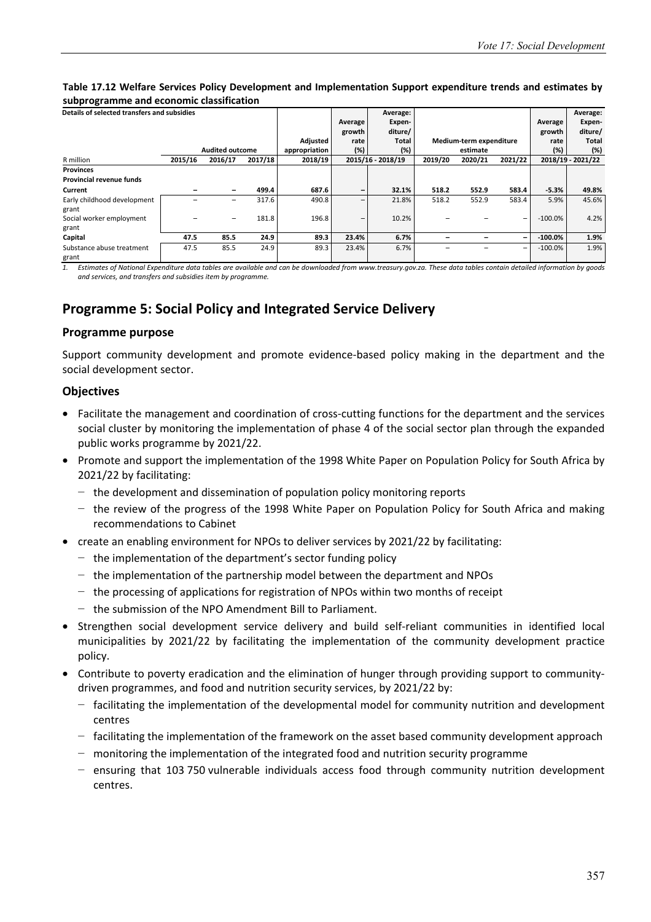**Table 17.12 Welfare Services Policy Development and Implementation Support expenditure trends and estimates by subprogramme and economic classification**

| Details of selected transfers and subsidies | Audited outcome | | | Adjusted appropriation | Average growth rate (%) | Average: Expen-diture/ Total (%) | Medium-term expenditure estimate | | | Average growth rate (%) | Average: Expen-diture/ Total (%) |
|---|---|---|---|---|---|---|---|---|---|---|---|
| R million | 2015/16 | 2016/17 | 2017/18 | 2018/19 | 2015/16 - 2018/19 | | 2019/20 | 2020/21 | 2021/22 | 2018/19 - 2021/22 | |
| **Provinces** | | | | | | | | | | | |
| **Provincial revenue funds** | | | | | | | | | | | |
| **Current** | **–** | **–** | **499.4** | **687.6** | **–** | **32.1%** | **518.2** | **552.9** | **583.4** | **-5.3%** | **49.8%** |
| Early childhood development grant | – | – | 317.6 | 490.8 | – | 21.8% | 518.2 | 552.9 | 583.4 | 5.9% | 45.6% |
| Social worker employment grant | – | – | 181.8 | 196.8 | – | 10.2% | – | – | – | -100.0% | 4.2% |
| **Capital** | **47.5** | **85.5** | **24.9** | **89.3** | **23.4%** | **6.7%** | **–** | **–** | **–** | **-100.0%** | **1.9%** |
| Substance abuse treatment grant | 47.5 | 85.5 | 24.9 | 89.3 | 23.4% | 6.7% | – | – | – | -100.0% | 1.9% |

*1. Estimates of National Expenditure data tables are available and can be downloaded from www.treasury.gov.za. These data tables contain detailed information by goods and services, and transfers and subsidies item by programme.*

## Programme 5: Social Policy and Integrated Service Delivery

### Programme purpose

Support community development and promote evidence-based policy making in the department and the social development sector.

### Objectives

- Facilitate the management and coordination of cross-cutting functions for the department and the services social cluster by monitoring the implementation of phase 4 of the social sector plan through the expanded public works programme by 2021/22.
- Promote and support the implementation of the 1998 White Paper on Population Policy for South Africa by 2021/22 by facilitating:
  - the development and dissemination of population policy monitoring reports
  - the review of the progress of the 1998 White Paper on Population Policy for South Africa and making recommendations to Cabinet
- create an enabling environment for NPOs to deliver services by 2021/22 by facilitating:
  - the implementation of the department's sector funding policy
  - the implementation of the partnership model between the department and NPOs
  - the processing of applications for registration of NPOs within two months of receipt
  - the submission of the NPO Amendment Bill to Parliament.
- Strengthen social development service delivery and build self-reliant communities in identified local municipalities by 2021/22 by facilitating the implementation of the community development practice policy.
- Contribute to poverty eradication and the elimination of hunger through providing support to community-driven programmes, and food and nutrition security services, by 2021/22 by:
  - facilitating the implementation of the developmental model for community nutrition and development centres
  - facilitating the implementation of the framework on the asset based community development approach
  - monitoring the implementation of the integrated food and nutrition security programme
  - ensuring that 103 750 vulnerable individuals access food through community nutrition development centres.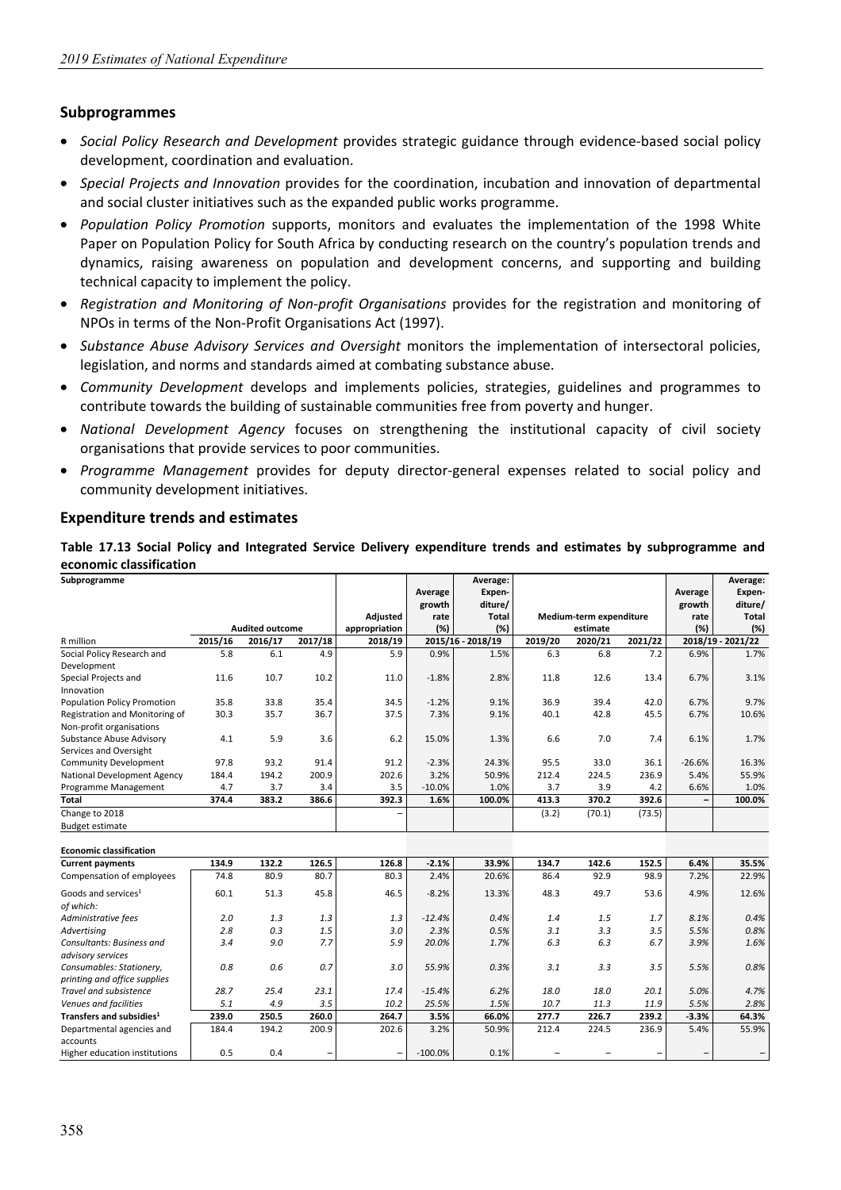## Subprogrammes

- *Social Policy Research and Development* provides strategic guidance through evidence-based social policy development, coordination and evaluation.
- *Special Projects and Innovation* provides for the coordination, incubation and innovation of departmental and social cluster initiatives such as the expanded public works programme.
- *Population Policy Promotion* supports, monitors and evaluates the implementation of the 1998 White Paper on Population Policy for South Africa by conducting research on the country's population trends and dynamics, raising awareness on population and development concerns, and supporting and building technical capacity to implement the policy.
- *Registration and Monitoring of Non-profit Organisations* provides for the registration and monitoring of NPOs in terms of the Non-Profit Organisations Act (1997).
- *Substance Abuse Advisory Services and Oversight* monitors the implementation of intersectoral policies, legislation, and norms and standards aimed at combating substance abuse.
- *Community Development* develops and implements policies, strategies, guidelines and programmes to contribute towards the building of sustainable communities free from poverty and hunger.
- *National Development Agency* focuses on strengthening the institutional capacity of civil society organisations that provide services to poor communities.
- *Programme Management* provides for deputy director-general expenses related to social policy and community development initiatives.

## Expenditure trends and estimates

**Table 17.13 Social Policy and Integrated Service Delivery expenditure trends and estimates by subprogramme and economic classification**

| Subprogramme | Audited outcome | | | Adjusted appropriation | Average growth rate (%) | Average: Expenditure/ Total (%) | Medium-term expenditure estimate | | | Average growth rate (%) | Average: Expenditure/ Total (%) |
|---|---|---|---|---|---|---|---|---|---|---|---|
| R million | 2015/16 | 2016/17 | 2017/18 | 2018/19 | 2015/16 - 2018/19 | | 2019/20 | 2020/21 | 2021/22 | 2018/19 - 2021/22 | |
| Social Policy Research and Development | 5.8 | 6.1 | 4.9 | 5.9 | 0.9% | 1.5% | 6.3 | 6.8 | 7.2 | 6.9% | 1.7% |
| Special Projects and Innovation | 11.6 | 10.7 | 10.2 | 11.0 | -1.8% | 2.8% | 11.8 | 12.6 | 13.4 | 6.7% | 3.1% |
| Population Policy Promotion | 35.8 | 33.8 | 35.4 | 34.5 | -1.2% | 9.1% | 36.9 | 39.4 | 42.0 | 6.7% | 9.7% |
| Registration and Monitoring of Non-profit organisations | 30.3 | 35.7 | 36.7 | 37.5 | 7.3% | 9.1% | 40.1 | 42.8 | 45.5 | 6.7% | 10.6% |
| Substance Abuse Advisory Services and Oversight | 4.1 | 5.9 | 3.6 | 6.2 | 15.0% | 1.3% | 6.6 | 7.0 | 7.4 | 6.1% | 1.7% |
| Community Development | 97.8 | 93.2 | 91.4 | 91.2 | -2.3% | 24.3% | 95.5 | 33.0 | 36.1 | -26.6% | 16.3% |
| National Development Agency | 184.4 | 194.2 | 200.9 | 202.6 | 3.2% | 50.9% | 212.4 | 224.5 | 236.9 | 5.4% | 55.9% |
| Programme Management | 4.7 | 3.7 | 3.4 | 3.5 | -10.0% | 1.0% | 3.7 | 3.9 | 4.2 | 6.6% | 1.0% |
| **Total** | **374.4** | **383.2** | **386.6** | **392.3** | **1.6%** | **100.0%** | **413.3** | **370.2** | **392.6** | **–** | **100.0%** |
| Change to 2018 Budget estimate | | | | – | | | (3.2) | (70.1) | (73.5) | | |
| | | | | | | | | | | | |
| **Economic classification** | | | | | | | | | | | |
| **Current payments** | **134.9** | **132.2** | **126.5** | **126.8** | **-2.1%** | **33.9%** | **134.7** | **142.6** | **152.5** | **6.4%** | **35.5%** |
| Compensation of employees | 74.8 | 80.9 | 80.7 | 80.3 | 2.4% | 20.6% | 86.4 | 92.9 | 98.9 | 7.2% | 22.9% |
| Goods and services[1] | 60.1 | 51.3 | 45.8 | 46.5 | -8.2% | 13.3% | 48.3 | 49.7 | 53.6 | 4.9% | 12.6% |
| *of which:* | | | | | | | | | | | |
| *Administrative fees* | *2.0* | *1.3* | *1.3* | *1.3* | *-12.4%* | *0.4%* | *1.4* | *1.5* | *1.7* | *8.1%* | *0.4%* |
| *Advertising* | *2.8* | *0.3* | *1.5* | *3.0* | *2.3%* | *0.5%* | *3.1* | *3.3* | *3.5* | *5.5%* | *0.8%* |
| *Consultants: Business and advisory services* | *3.4* | *9.0* | *7.7* | *5.9* | *20.0%* | *1.7%* | *6.3* | *6.3* | *6.7* | *3.9%* | *1.6%* |
| *Consumables: Stationery, printing and office supplies* | *0.8* | *0.6* | *0.7* | *3.0* | *55.9%* | *0.3%* | *3.1* | *3.3* | *3.5* | *5.5%* | *0.8%* |
| *Travel and subsistence* | *28.7* | *25.4* | *23.1* | *17.4* | *-15.4%* | *6.2%* | *18.0* | *18.0* | *20.1* | *5.0%* | *4.7%* |
| *Venues and facilities* | *5.1* | *4.9* | *3.5* | *10.2* | *25.5%* | *1.5%* | *10.7* | *11.3* | *11.9* | *5.5%* | *2.8%* |
| **Transfers and subsidies[1]** | **239.0** | **250.5** | **260.0** | **264.7** | **3.5%** | **66.0%** | **277.7** | **226.7** | **239.2** | **-3.3%** | **64.3%** |
| Departmental agencies and accounts | 184.4 | 194.2 | 200.9 | 202.6 | 3.2% | 50.9% | 212.4 | 224.5 | 236.9 | 5.4% | 55.9% |
| Higher education institutions | 0.5 | 0.4 | – | – | -100.0% | 0.1% | – | – | – | – | – |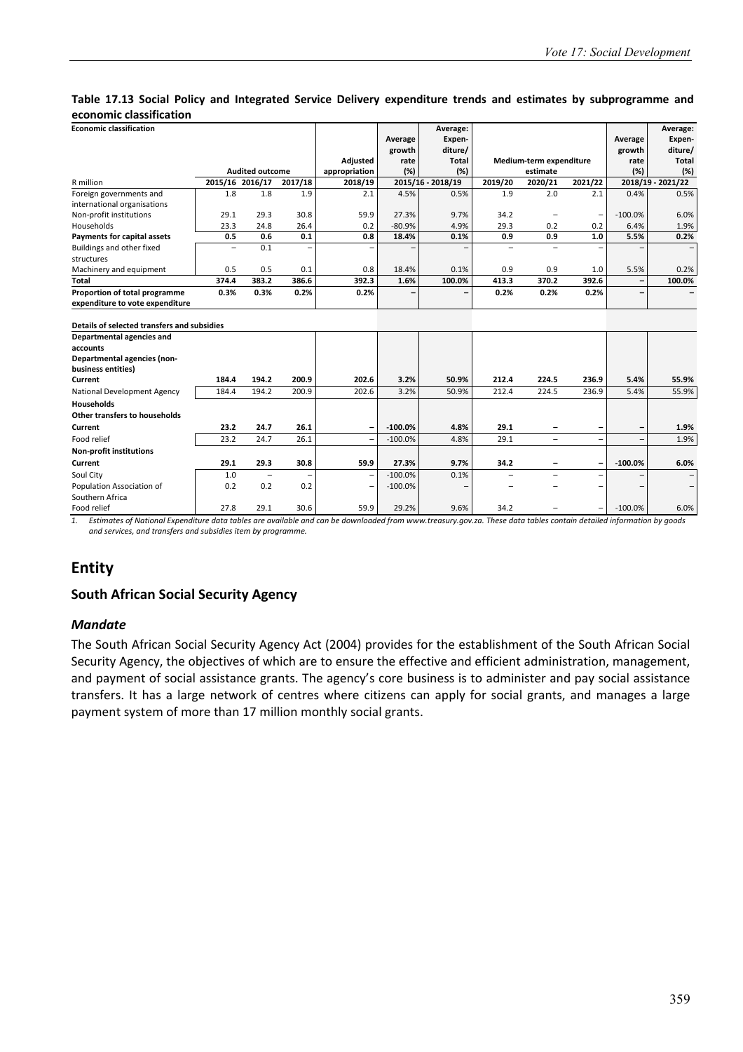**Table 17.13 Social Policy and Integrated Service Delivery expenditure trends and estimates by subprogramme and economic classification**

| Economic classification | Audited outcome | | | Adjusted appropriation | Average growth rate (%) | Average: Expenditure/ Total (%) | Medium-term expenditure estimate | | | Average growth rate (%) | Average: Expenditure/ Total (%) |
|---|---|---|---|---|---|---|---|---|---|---|---|
| R million | 2015/16 | 2016/17 | 2017/18 | 2018/19 | 2015/16 - 2018/19 | | 2019/20 | 2020/21 | 2021/22 | 2018/19 - 2021/22 | |
| Foreign governments and international organisations | 1.8 | 1.8 | 1.9 | 2.1 | 4.5% | 0.5% | 1.9 | 2.0 | 2.1 | 0.4% | 0.5% |
| Non-profit institutions | 29.1 | 29.3 | 30.8 | 59.9 | 27.3% | 9.7% | 34.2 | – | – | -100.0% | 6.0% |
| Households | 23.3 | 24.8 | 26.4 | 0.2 | -80.9% | 4.9% | 29.3 | 0.2 | 0.2 | 6.4% | 1.9% |
| **Payments for capital assets** | **0.5** | **0.6** | **0.1** | **0.8** | **18.4%** | **0.1%** | **0.9** | **0.9** | **1.0** | **5.5%** | **0.2%** |
| Buildings and other fixed structures | – | 0.1 | – | – | – | – | – | – | – | – | – |
| Machinery and equipment | 0.5 | 0.5 | 0.1 | 0.8 | 18.4% | 0.1% | 0.9 | 0.9 | 1.0 | 5.5% | 0.2% |
| **Total** | **374.4** | **383.2** | **386.6** | **392.3** | **1.6%** | **100.0%** | **413.3** | **370.2** | **392.6** | **–** | **100.0%** |
| **Proportion of total programme expenditure to vote expenditure** | **0.3%** | **0.3%** | **0.2%** | **0.2%** | **–** | **–** | **0.2%** | **0.2%** | **0.2%** | **–** | **–** |
| | | | | | | | | | | | |
| **Details of selected transfers and subsidies** | | | | | | | | | | | |
| **Departmental agencies and accounts** | | | | | | | | | | | |
| **Departmental agencies (non-business entities)** | | | | | | | | | | | |
| **Current** | **184.4** | **194.2** | **200.9** | **202.6** | **3.2%** | **50.9%** | **212.4** | **224.5** | **236.9** | **5.4%** | **55.9%** |
| National Development Agency | 184.4 | 194.2 | 200.9 | 202.6 | 3.2% | 50.9% | 212.4 | 224.5 | 236.9 | 5.4% | 55.9% |
| **Households** | | | | | | | | | | | |
| **Other transfers to households** | | | | | | | | | | | |
| **Current** | **23.2** | **24.7** | **26.1** | **–** | **-100.0%** | **4.8%** | **29.1** | **–** | **–** | **–** | **1.9%** |
| Food relief | 23.2 | 24.7 | 26.1 | – | -100.0% | 4.8% | 29.1 | – | – | – | 1.9% |
| **Non-profit institutions** | | | | | | | | | | | |
| **Current** | **29.1** | **29.3** | **30.8** | **59.9** | **27.3%** | **9.7%** | **34.2** | **–** | **–** | **-100.0%** | **6.0%** |
| Soul City | 1.0 | – | – | – | -100.0% | 0.1% | – | – | – | – | – |
| Population Association of Southern Africa | 0.2 | 0.2 | 0.2 | – | -100.0% | – | – | – | – | – | – |
| Food relief | 27.8 | 29.1 | 30.6 | 59.9 | 29.2% | 9.6% | 34.2 | – | – | -100.0% | 6.0% |

1. *Estimates of National Expenditure data tables are available and can be downloaded from www.treasury.gov.za. These data tables contain detailed information by goods and services, and transfers and subsidies item by programme.*

# Entity

## South African Social Security Agency

### *Mandate*

The South African Social Security Agency Act (2004) provides for the establishment of the South African Social Security Agency, the objectives of which are to ensure the effective and efficient administration, management, and payment of social assistance grants. The agency's core business is to administer and pay social assistance transfers. It has a large network of centres where citizens can apply for social grants, and manages a large payment system of more than 17 million monthly social grants.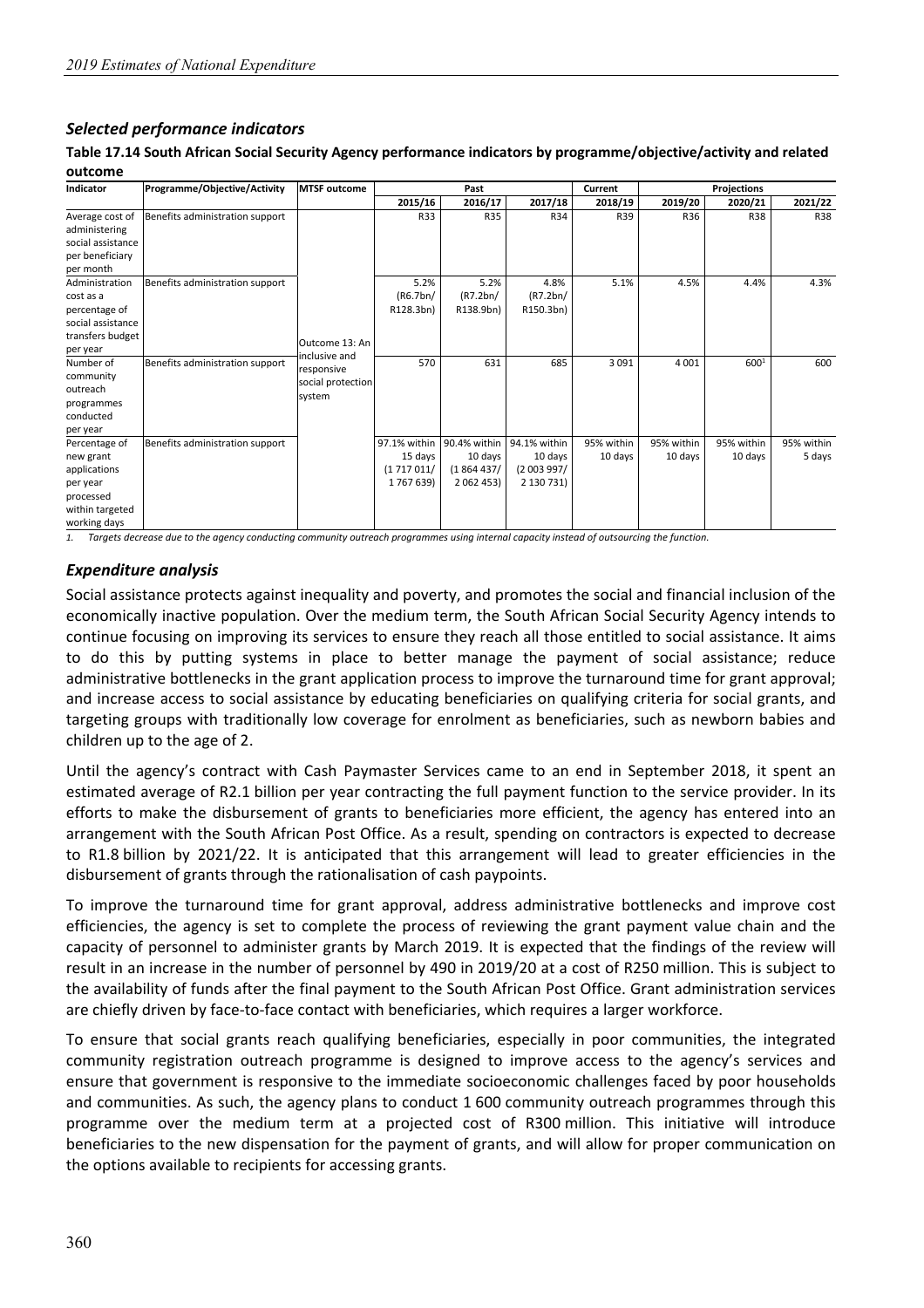## *Selected performance indicators*

**Table 17.14 South African Social Security Agency performance indicators by programme/objective/activity and related outcome**

| Indicator | Programme/Objective/Activity | MTSF outcome | Past | | | Current | Projections | | |
|---|---|---|---|---|---|---|---|---|---|
| | | | 2015/16 | 2016/17 | 2017/18 | 2018/19 | 2019/20 | 2020/21 | 2021/22 |
| Average cost of administering social assistance per beneficiary per month | Benefits administration support | Outcome 13: An inclusive and responsive social protection system | R33 | R35 | R34 | R39 | R36 | R38 | R38 |
| Administration cost as a percentage of social assistance transfers budget per year | Benefits administration support | | 5.2% (R6.7bn/ R128.3bn) | 5.2% (R7.2bn/ R138.9bn) | 4.8% (R7.2bn/ R150.3bn) | 5.1% | 4.5% | 4.4% | 4.3% |
| Number of community outreach programmes conducted per year | Benefits administration support | | 570 | 631 | 685 | 3 091 | 4 001 | 600[1] | 600 |
| Percentage of new grant applications per year processed within targeted working days | Benefits administration support | | 97.1% within 15 days (1 717 011/ 1 767 639) | 90.4% within 10 days (1 864 437/ 2 062 453) | 94.1% within 10 days (2 003 997/ 2 130 731) | 95% within 10 days | 95% within 10 days | 95% within 10 days | 95% within 5 days |

*1. Targets decrease due to the agency conducting community outreach programmes using internal capacity instead of outsourcing the function.*

## *Expenditure analysis*

Social assistance protects against inequality and poverty, and promotes the social and financial inclusion of the economically inactive population. Over the medium term, the South African Social Security Agency intends to continue focusing on improving its services to ensure they reach all those entitled to social assistance. It aims to do this by putting systems in place to better manage the payment of social assistance; reduce administrative bottlenecks in the grant application process to improve the turnaround time for grant approval; and increase access to social assistance by educating beneficiaries on qualifying criteria for social grants, and targeting groups with traditionally low coverage for enrolment as beneficiaries, such as newborn babies and children up to the age of 2.

Until the agency's contract with Cash Paymaster Services came to an end in September 2018, it spent an estimated average of R2.1 billion per year contracting the full payment function to the service provider. In its efforts to make the disbursement of grants to beneficiaries more efficient, the agency has entered into an arrangement with the South African Post Office. As a result, spending on contractors is expected to decrease to R1.8 billion by 2021/22. It is anticipated that this arrangement will lead to greater efficiencies in the disbursement of grants through the rationalisation of cash paypoints.

To improve the turnaround time for grant approval, address administrative bottlenecks and improve cost efficiencies, the agency is set to complete the process of reviewing the grant payment value chain and the capacity of personnel to administer grants by March 2019. It is expected that the findings of the review will result in an increase in the number of personnel by 490 in 2019/20 at a cost of R250 million. This is subject to the availability of funds after the final payment to the South African Post Office. Grant administration services are chiefly driven by face-to-face contact with beneficiaries, which requires a larger workforce.

To ensure that social grants reach qualifying beneficiaries, especially in poor communities, the integrated community registration outreach programme is designed to improve access to the agency's services and ensure that government is responsive to the immediate socioeconomic challenges faced by poor households and communities. As such, the agency plans to conduct 1 600 community outreach programmes through this programme over the medium term at a projected cost of R300 million. This initiative will introduce beneficiaries to the new dispensation for the payment of grants, and will allow for proper communication on the options available to recipients for accessing grants.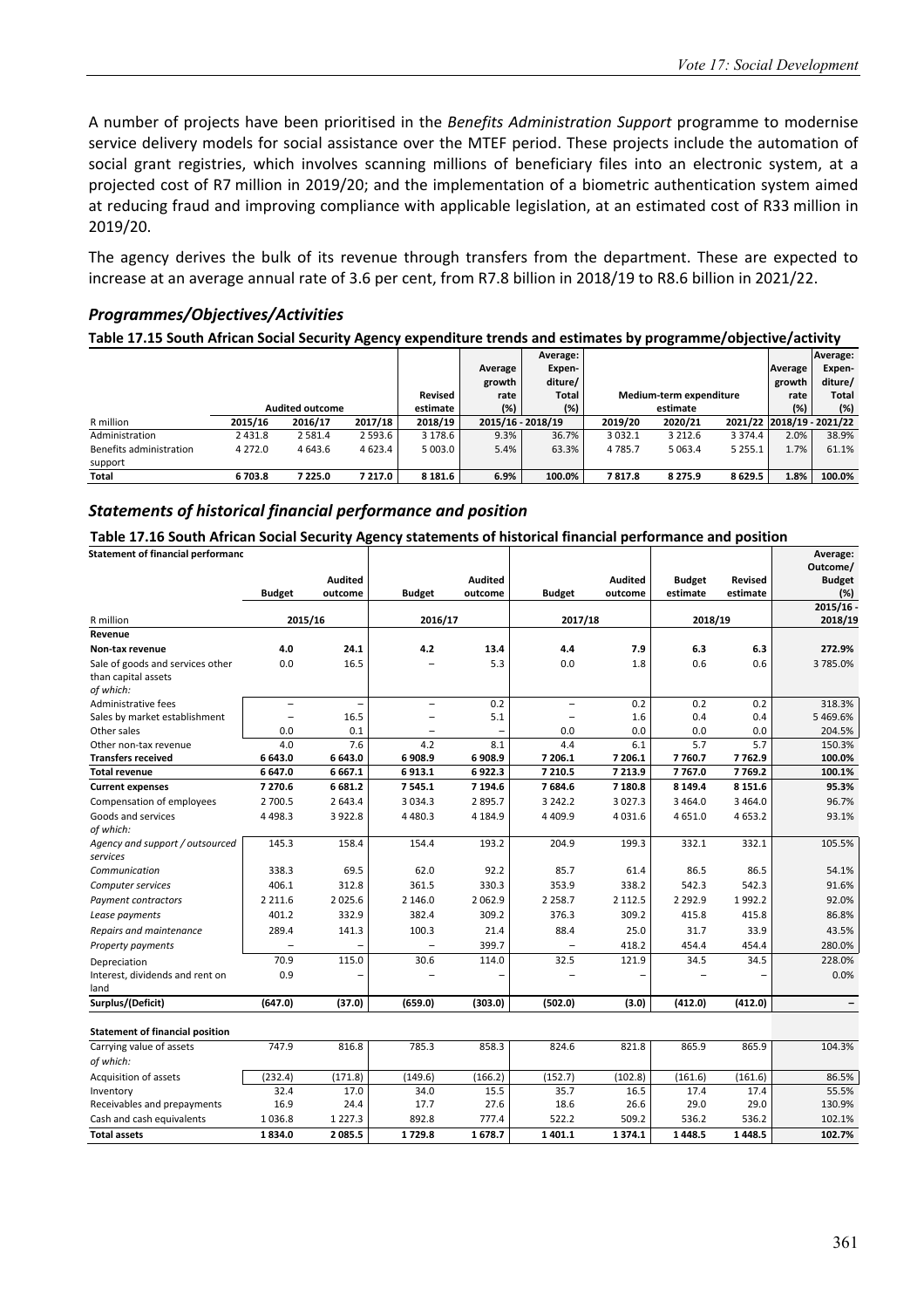A number of projects have been prioritised in the *Benefits Administration Support* programme to modernise service delivery models for social assistance over the MTEF period. These projects include the automation of social grant registries, which involves scanning millions of beneficiary files into an electronic system, at a projected cost of R7 million in 2019/20; and the implementation of a biometric authentication system aimed at reducing fraud and improving compliance with applicable legislation, at an estimated cost of R33 million in 2019/20.

The agency derives the bulk of its revenue through transfers from the department. These are expected to increase at an average annual rate of 3.6 per cent, from R7.8 billion in 2018/19 to R8.6 billion in 2021/22.

## *Programmes/Objectives/Activities*

**Table 17.15 South African Social Security Agency expenditure trends and estimates by programme/objective/activity**

| | Audited outcome | | | Revised estimate | Average growth rate (%) | Average: Expen-diture/ Total (%) | Medium-term expenditure estimate | | | Average growth rate (%) | Average: Expen-diture/ Total (%) |
|---|---|---|---|---|---|---|---|---|---|---|---|
| R million | 2015/16 | 2016/17 | 2017/18 | 2018/19 | 2015/16 - 2018/19 | | 2019/20 | 2020/21 | 2021/22 | 2018/19 - 2021/22 | |
| Administration | 2 431.8 | 2 581.4 | 2 593.6 | 3 178.6 | 9.3% | 36.7% | 3 032.1 | 3 212.6 | 3 374.4 | 2.0% | 38.9% |
| Benefits administration support | 4 272.0 | 4 643.6 | 4 623.4 | 5 003.0 | 5.4% | 63.3% | 4 785.7 | 5 063.4 | 5 255.1 | 1.7% | 61.1% |
| **Total** | **6 703.8** | **7 225.0** | **7 217.0** | **8 181.6** | **6.9%** | **100.0%** | **7 817.8** | **8 275.9** | **8 629.5** | **1.8%** | **100.0%** |

## *Statements of historical financial performance and position*

**Table 17.16 South African Social Security Agency statements of historical financial performance and position**

| Statement of financial performance | Budget | Audited outcome | Budget | Audited outcome | Budget | Audited outcome | Budget estimate | Revised estimate | Average: Outcome/ Budget (%) |
|---|---|---|---|---|---|---|---|---|---|
| R million | 2015/16 | | 2016/17 | | 2017/18 | | 2018/19 | | 2015/16 - 2018/19 |
| **Revenue** | | | | | | | | | |
| **Non-tax revenue** | **4.0** | **24.1** | **4.2** | **13.4** | **4.4** | **7.9** | **6.3** | **6.3** | **272.9%** |
| Sale of goods and services other than capital assets | 0.0 | 16.5 | – | 5.3 | 0.0 | 1.8 | 0.6 | 0.6 | 3 785.0% |
| *of which:* | | | | | | | | | |
| Administrative fees | – | – | – | 0.2 | – | 0.2 | 0.2 | 0.2 | 318.3% |
| Sales by market establishment | – | 16.5 | – | 5.1 | – | 1.6 | 0.4 | 0.4 | 5 469.6% |
| Other sales | 0.0 | 0.1 | – | – | 0.0 | 0.0 | 0.0 | 0.0 | 204.5% |
| Other non-tax revenue | 4.0 | 7.6 | 4.2 | 8.1 | 4.4 | 6.1 | 5.7 | 5.7 | 150.3% |
| **Transfers received** | **6 643.0** | **6 643.0** | **6 908.9** | **6 908.9** | **7 206.1** | **7 206.1** | **7 760.7** | **7 762.9** | **100.0%** |
| **Total revenue** | **6 647.0** | **6 667.1** | **6 913.1** | **6 922.3** | **7 210.5** | **7 213.9** | **7 767.0** | **7 769.2** | **100.1%** |
| **Current expenses** | **7 270.6** | **6 681.2** | **7 545.1** | **7 194.6** | **7 684.6** | **7 180.8** | **8 149.4** | **8 151.6** | **95.3%** |
| Compensation of employees | 2 700.5 | 2 643.4 | 3 034.3 | 2 895.7 | 3 242.2 | 3 027.3 | 3 464.0 | 3 464.0 | 96.7% |
| Goods and services | 4 498.3 | 3 922.8 | 4 480.3 | 4 184.9 | 4 409.9 | 4 031.6 | 4 651.0 | 4 653.2 | 93.1% |
| *of which:* | | | | | | | | | |
| *Agency and support / outsourced services* | 145.3 | 158.4 | 154.4 | 193.2 | 204.9 | 199.3 | 332.1 | 332.1 | 105.5% |
| *Communication* | 338.3 | 69.5 | 62.0 | 92.2 | 85.7 | 61.4 | 86.5 | 86.5 | 54.1% |
| *Computer services* | 406.1 | 312.8 | 361.5 | 330.3 | 353.9 | 338.2 | 542.3 | 542.3 | 91.6% |
| *Payment contractors* | 2 211.6 | 2 025.6 | 2 146.0 | 2 062.9 | 2 258.7 | 2 112.5 | 2 292.9 | 1 992.2 | 92.0% |
| *Lease payments* | 401.2 | 332.9 | 382.4 | 309.2 | 376.3 | 309.2 | 415.8 | 415.8 | 86.8% |
| *Repairs and maintenance* | 289.4 | 141.3 | 100.3 | 21.4 | 88.4 | 25.0 | 31.7 | 33.9 | 43.5% |
| *Property payments* | – | – | – | 399.7 | – | 418.2 | 454.4 | 454.4 | 280.0% |
| Depreciation | 70.9 | 115.0 | 30.6 | 114.0 | 32.5 | 121.9 | 34.5 | 34.5 | 228.0% |
| Interest, dividends and rent on land | 0.9 | – | – | – | – | – | – | – | 0.0% |
| **Surplus/(Deficit)** | **(647.0)** | **(37.0)** | **(659.0)** | **(303.0)** | **(502.0)** | **(3.0)** | **(412.0)** | **(412.0)** | **–** |
| | | | | | | | | | |
| **Statement of financial position** | | | | | | | | | |
| Carrying value of assets | 747.9 | 816.8 | 785.3 | 858.3 | 824.6 | 821.8 | 865.9 | 865.9 | 104.3% |
| *of which:* | | | | | | | | | |
| Acquisition of assets | (232.4) | (171.8) | (149.6) | (166.2) | (152.7) | (102.8) | (161.6) | (161.6) | 86.5% |
| Inventory | 32.4 | 17.0 | 34.0 | 15.5 | 35.7 | 16.5 | 17.4 | 17.4 | 55.5% |
| Receivables and prepayments | 16.9 | 24.4 | 17.7 | 27.6 | 18.6 | 26.6 | 29.0 | 29.0 | 130.9% |
| Cash and cash equivalents | 1 036.8 | 1 227.3 | 892.8 | 777.4 | 522.2 | 509.2 | 536.2 | 536.2 | 102.1% |
| **Total assets** | **1 834.0** | **2 085.5** | **1 729.8** | **1 678.7** | **1 401.1** | **1 374.1** | **1 448.5** | **1 448.5** | **102.7%** |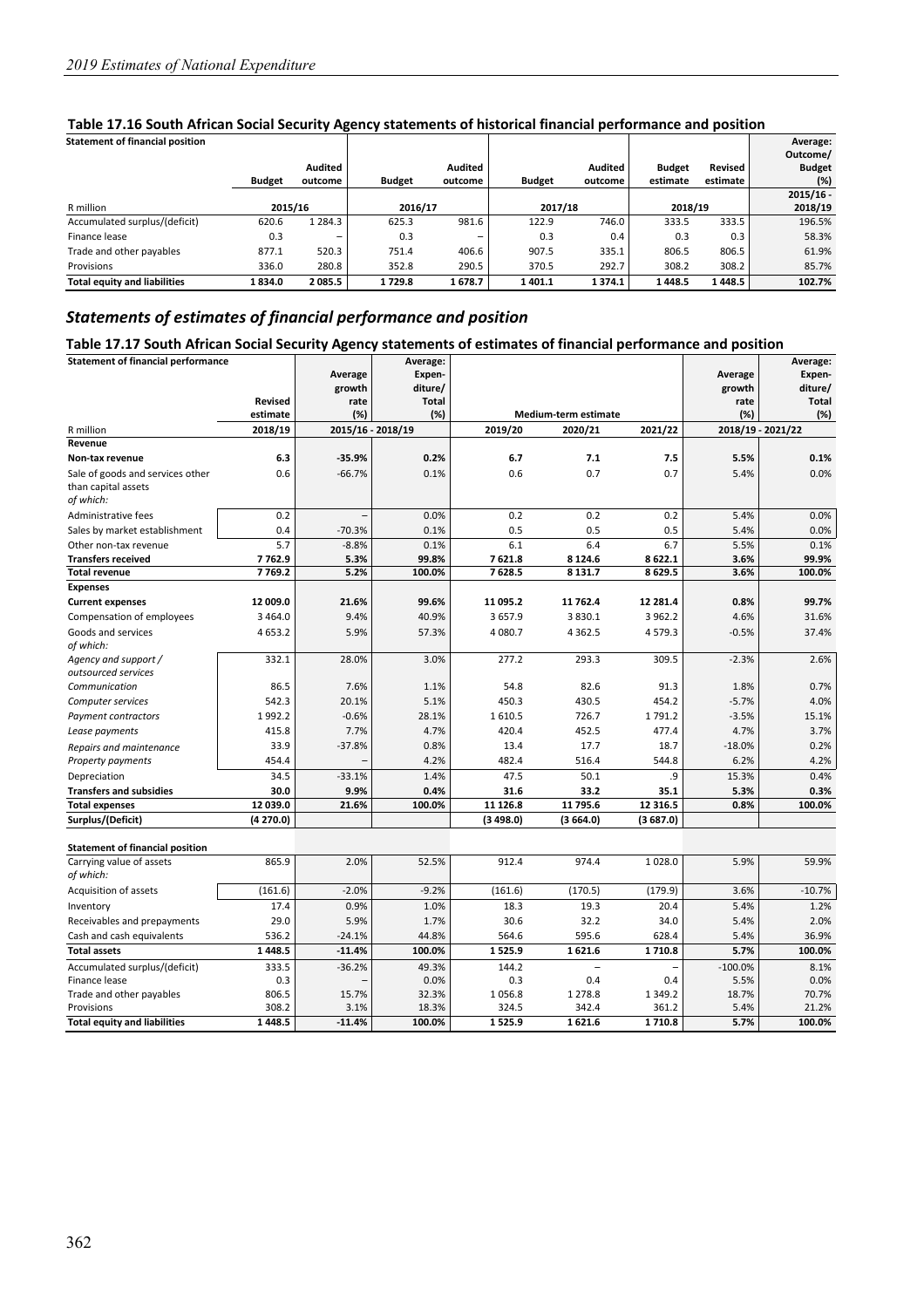## Table 17.16 South African Social Security Agency statements of historical financial performance and position

| Statement of financial position | Budget | Audited outcome | Budget | Audited outcome | Budget | Audited outcome | Budget estimate | Revised estimate | Average: Outcome/ Budget (%) |
|---|---|---|---|---|---|---|---|---|---|
| R million | 2015/16 | | 2016/17 | | 2017/18 | | 2018/19 | | 2015/16 - 2018/19 |
| Accumulated surplus/(deficit) | 620.6 | 1 284.3 | 625.3 | 981.6 | 122.9 | 746.0 | 333.5 | 333.5 | 196.5% |
| Finance lease | 0.3 | – | 0.3 | – | 0.3 | 0.4 | 0.3 | 0.3 | 58.3% |
| Trade and other payables | 877.1 | 520.3 | 751.4 | 406.6 | 907.5 | 335.1 | 806.5 | 806.5 | 61.9% |
| Provisions | 336.0 | 280.8 | 352.8 | 290.5 | 370.5 | 292.7 | 308.2 | 308.2 | 85.7% |
| **Total equity and liabilities** | **1 834.0** | **2 085.5** | **1 729.8** | **1 678.7** | **1 401.1** | **1 374.1** | **1 448.5** | **1 448.5** | **102.7%** |

## *Statements of estimates of financial performance and position*

## Table 17.17 South African Social Security Agency statements of estimates of financial performance and position

| Statement of financial performance | Revised estimate | Average growth rate (%) | Average: Expen-diture/ Total (%) | Medium-term estimate | | | Average growth rate (%) | Average: Expen-diture/ Total (%) |
|---|---|---|---|---|---|---|---|---|
| R million | 2018/19 | 2015/16 - 2018/19 | | 2019/20 | 2020/21 | 2021/22 | 2018/19 - 2021/22 | |
| **Revenue** | | | | | | | | |
| **Non-tax revenue** | **6.3** | **-35.9%** | **0.2%** | **6.7** | **7.1** | **7.5** | **5.5%** | **0.1%** |
| Sale of goods and services other than capital assets<br>*of which:* | 0.6 | -66.7% | 0.1% | 0.6 | 0.7 | 0.7 | 5.4% | 0.0% |
| Administrative fees | 0.2 | – | 0.0% | 0.2 | 0.2 | 0.2 | 5.4% | 0.0% |
| Sales by market establishment | 0.4 | -70.3% | 0.1% | 0.5 | 0.5 | 0.5 | 5.4% | 0.0% |
| Other non-tax revenue | 5.7 | -8.8% | 0.1% | 6.1 | 6.4 | 6.7 | 5.5% | 0.1% |
| **Transfers received** | **7 762.9** | **5.3%** | **99.8%** | **7 621.8** | **8 124.6** | **8 622.1** | **3.6%** | **99.9%** |
| **Total revenue** | **7 769.2** | **5.2%** | **100.0%** | **7 628.5** | **8 131.7** | **8 629.5** | **3.6%** | **100.0%** |
| **Expenses** | | | | | | | | |
| **Current expenses** | **12 009.0** | **21.6%** | **99.6%** | **11 095.2** | **11 762.4** | **12 281.4** | **0.8%** | **99.7%** |
| Compensation of employees | 3 464.0 | 9.4% | 40.9% | 3 657.9 | 3 830.1 | 3 962.2 | 4.6% | 31.6% |
| Goods and services<br>*of which:* | 4 653.2 | 5.9% | 57.3% | 4 080.7 | 4 362.5 | 4 579.3 | -0.5% | 37.4% |
| *Agency and support / outsourced services* | 332.1 | 28.0% | 3.0% | 277.2 | 293.3 | 309.5 | -2.3% | 2.6% |
| *Communication* | 86.5 | 7.6% | 1.1% | 54.8 | 82.6 | 91.3 | 1.8% | 0.7% |
| *Computer services* | 542.3 | 20.1% | 5.1% | 450.3 | 430.5 | 454.2 | -5.7% | 4.0% |
| *Payment contractors* | 1 992.2 | -0.6% | 28.1% | 1 610.5 | 726.7 | 1 791.2 | -3.5% | 15.1% |
| *Lease payments* | 415.8 | 7.7% | 4.7% | 420.4 | 452.5 | 477.4 | 4.7% | 3.7% |
| *Repairs and maintenance* | 33.9 | -37.8% | 0.8% | 13.4 | 17.7 | 18.7 | -18.0% | 0.2% |
| *Property payments* | 454.4 | – | 4.2% | 482.4 | 516.4 | 544.8 | 6.2% | 4.2% |
| Depreciation | 34.5 | -33.1% | 1.4% | 47.5 | 50.1 | .9 | 15.3% | 0.4% |
| **Transfers and subsidies** | **30.0** | **9.9%** | **0.4%** | **31.6** | **33.2** | **35.1** | **5.3%** | **0.3%** |
| **Total expenses** | **12 039.0** | **21.6%** | **100.0%** | **11 126.8** | **11 795.6** | **12 316.5** | **0.8%** | **100.0%** |
| **Surplus/(Deficit)** | **(4 270.0)** | | | **(3 498.0)** | **(3 664.0)** | **(3 687.0)** | | |
| | | | | | | | | |
| **Statement of financial position** | | | | | | | | |
| Carrying value of assets<br>*of which:* | 865.9 | 2.0% | 52.5% | 912.4 | 974.4 | 1 028.0 | 5.9% | 59.9% |
| Acquisition of assets | (161.6) | -2.0% | -9.2% | (161.6) | (170.5) | (179.9) | 3.6% | -10.7% |
| Inventory | 17.4 | 0.9% | 1.0% | 18.3 | 19.3 | 20.4 | 5.4% | 1.2% |
| Receivables and prepayments | 29.0 | 5.9% | 1.7% | 30.6 | 32.2 | 34.0 | 5.4% | 2.0% |
| Cash and cash equivalents | 536.2 | -24.1% | 44.8% | 564.6 | 595.6 | 628.4 | 5.4% | 36.9% |
| **Total assets** | **1 448.5** | **-11.4%** | **100.0%** | **1 525.9** | **1 621.6** | **1 710.8** | **5.7%** | **100.0%** |
| Accumulated surplus/(deficit) | 333.5 | -36.2% | 49.3% | 144.2 | – | – | -100.0% | 8.1% |
| Finance lease | 0.3 | – | 0.0% | 0.3 | 0.4 | 0.4 | 5.5% | 0.0% |
| Trade and other payables | 806.5 | 15.7% | 32.3% | 1 056.8 | 1 278.8 | 1 349.2 | 18.7% | 70.7% |
| Provisions | 308.2 | 3.1% | 18.3% | 324.5 | 342.4 | 361.2 | 5.4% | 21.2% |
| **Total equity and liabilities** | **1 448.5** | **-11.4%** | **100.0%** | **1 525.9** | **1 621.6** | **1 710.8** | **5.7%** | **100.0%** |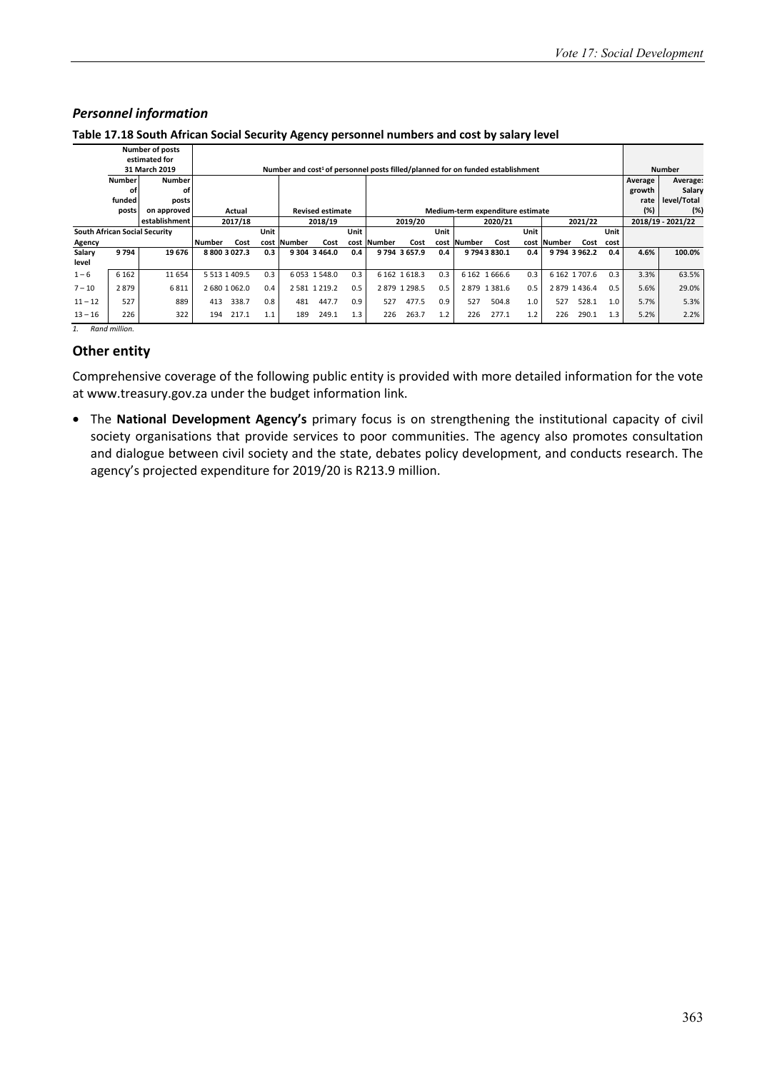## *Personnel information*

**Table 17.18 South African Social Security Agency personnel numbers and cost by salary level**

| | Number of posts estimated for 31 March 2019 | | Number and cost[1] of personnel posts filled/planned for on funded establishment | | | | | | | | | | | | | | | Number | |
|---|---|---|---|---|---|---|---|---|---|---|---|---|---|---|---|---|---|---|---|
| | Number of funded posts | Number of posts on approved establishment | Actual | | | Revised estimate | | | Medium-term expenditure estimate | | | | | | | | | Average growth rate (%) | Average: Salary level/Total (%) |
| | | | 2017/18 | | | 2018/19 | | | 2019/20 | | | 2020/21 | | | 2021/22 | | | 2018/19 - 2021/22 | |
| **South African Social Security Agency** | | | Number | Cost | Unit cost | Number | Cost | Unit cost | Number | Cost | Unit cost | Number | Cost | Unit cost | Number | Cost | Unit cost | | |
| **Salary level** | **9 794** | **19 676** | **8 800** | **3 027.3** | **0.3** | **9 304** | **3 464.0** | **0.4** | **9 794** | **3 657.9** | **0.4** | **9 794** | **3 830.1** | **0.4** | **9 794** | **3 962.2** | **0.4** | **4.6%** | **100.0%** |
| 1 – 6 | 6 162 | 11 654 | 5 513 | 1 409.5 | 0.3 | 6 053 | 1 548.0 | 0.3 | 6 162 | 1 618.3 | 0.3 | 6 162 | 1 666.6 | 0.3 | 6 162 | 1 707.6 | 0.3 | 3.3% | 63.5% |
| 7 – 10 | 2 879 | 6 811 | 2 680 | 1 062.0 | 0.4 | 2 581 | 1 219.2 | 0.5 | 2 879 | 1 298.5 | 0.5 | 2 879 | 1 381.6 | 0.5 | 2 879 | 1 436.4 | 0.5 | 5.6% | 29.0% |
| 11 – 12 | 527 | 889 | 413 | 338.7 | 0.8 | 481 | 447.7 | 0.9 | 527 | 477.5 | 0.9 | 527 | 504.8 | 1.0 | 527 | 528.1 | 1.0 | 5.7% | 5.3% |
| 13 – 16 | 226 | 322 | 194 | 217.1 | 1.1 | 189 | 249.1 | 1.3 | 226 | 263.7 | 1.2 | 226 | 277.1 | 1.2 | 226 | 290.1 | 1.3 | 5.2% | 2.2% |

*1. Rand million.*

## Other entity

Comprehensive coverage of the following public entity is provided with more detailed information for the vote at www.treasury.gov.za under the budget information link.

- The **National Development Agency's** primary focus is on strengthening the institutional capacity of civil society organisations that provide services to poor communities. The agency also promotes consultation and dialogue between civil society and the state, debates policy development, and conducts research. The agency's projected expenditure for 2019/20 is R213.9 million.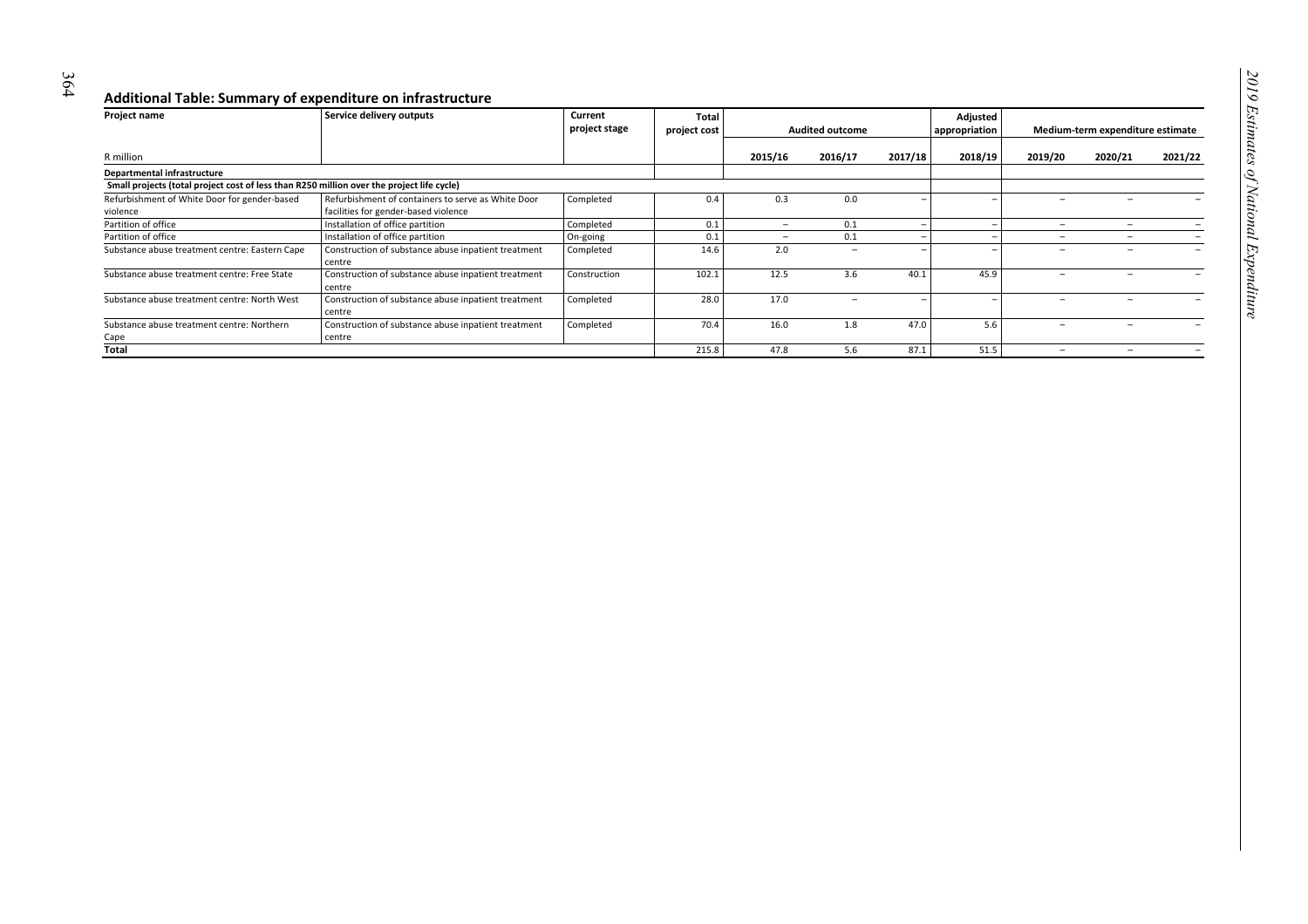## Additional Table: Summary of expenditure on infrastructure

| Project name | Service delivery outputs | Current project stage | Total project cost | Audited outcome | | | Adjusted appropriation | Medium-term expenditure estimate | | |
|---|---|---|---|---|---|---|---|---|---|---|
| R million | | | | 2015/16 | 2016/17 | 2017/18 | 2018/19 | 2019/20 | 2020/21 | 2021/22 |
| **Departmental infrastructure** | | | | | | | | | | |
| **Small projects (total project cost of less than R250 million over the project life cycle)** | | | | | | | | | | |
| Refurbishment of White Door for gender-based violence | Refurbishment of containers to serve as White Door facilities for gender-based violence | Completed | 0.4 | 0.3 | 0.0 | – | – | – | – | – |
| Partition of office | Installation of office partition | Completed | 0.1 | – | 0.1 | – | – | – | – | – |
| Partition of office | Installation of office partition | On-going | 0.1 | – | 0.1 | – | – | – | – | – |
| Substance abuse treatment centre: Eastern Cape | Construction of substance abuse inpatient treatment centre | Completed | 14.6 | 2.0 | – | – | – | – | – | – |
| Substance abuse treatment centre: Free State | Construction of substance abuse inpatient treatment centre | Construction | 102.1 | 12.5 | 3.6 | 40.1 | 45.9 | – | – | – |
| Substance abuse treatment centre: North West | Construction of substance abuse inpatient treatment centre | Completed | 28.0 | 17.0 | – | – | – | – | – | – |
| Substance abuse treatment centre: Northern Cape | Construction of substance abuse inpatient treatment centre | Completed | 70.4 | 16.0 | 1.8 | 47.0 | 5.6 | – | – | – |
| **Total** | | | 215.8 | 47.8 | 5.6 | 87.1 | 51.5 | – | – | – |